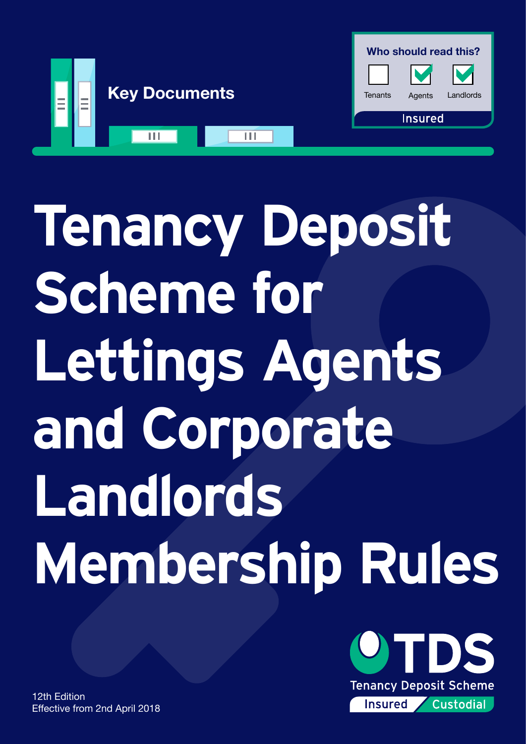Key Documents

**Who should read this?**

- [ ] Tenants
- [x] Agents
- [x] Landlords

Insured

# Tenancy Deposit Scheme for Lettings Agents and Corporate Landlords Membership Rules

TDS
Tenancy Deposit Scheme
Insured / Custodial

12th Edition
Effective from 2nd April 2018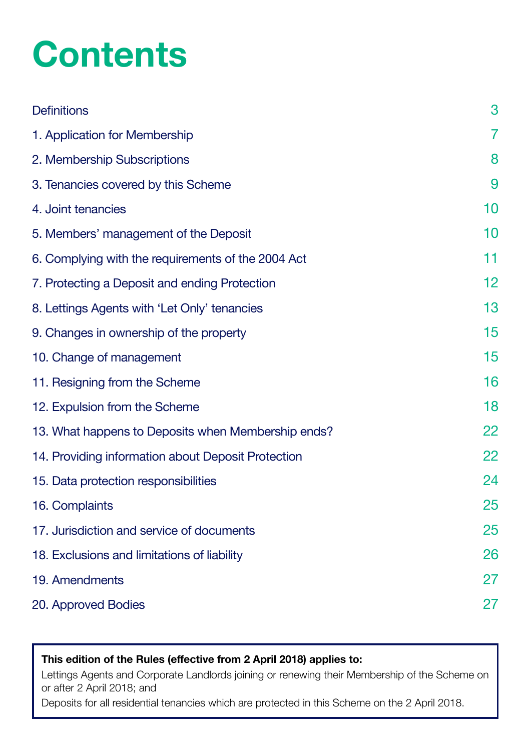# Contents

| | |
|---|---|
| Definitions | 3 |
| 1. Application for Membership | 7 |
| 2. Membership Subscriptions | 8 |
| 3. Tenancies covered by this Scheme | 9 |
| 4. Joint tenancies | 10 |
| 5. Members' management of the Deposit | 10 |
| 6. Complying with the requirements of the 2004 Act | 11 |
| 7. Protecting a Deposit and ending Protection | 12 |
| 8. Lettings Agents with 'Let Only' tenancies | 13 |
| 9. Changes in ownership of the property | 15 |
| 10. Change of management | 15 |
| 11. Resigning from the Scheme | 16 |
| 12. Expulsion from the Scheme | 18 |
| 13. What happens to Deposits when Membership ends? | 22 |
| 14. Providing information about Deposit Protection | 22 |
| 15. Data protection responsibilities | 24 |
| 16. Complaints | 25 |
| 17. Jurisdiction and service of documents | 25 |
| 18. Exclusions and limitations of liability | 26 |
| 19. Amendments | 27 |
| 20. Approved Bodies | 27 |

**This edition of the Rules (effective from 2 April 2018) applies to:**

Lettings Agents and Corporate Landlords joining or renewing their Membership of the Scheme on or after 2 April 2018; and

Deposits for all residential tenancies which are protected in this Scheme on the 2 April 2018.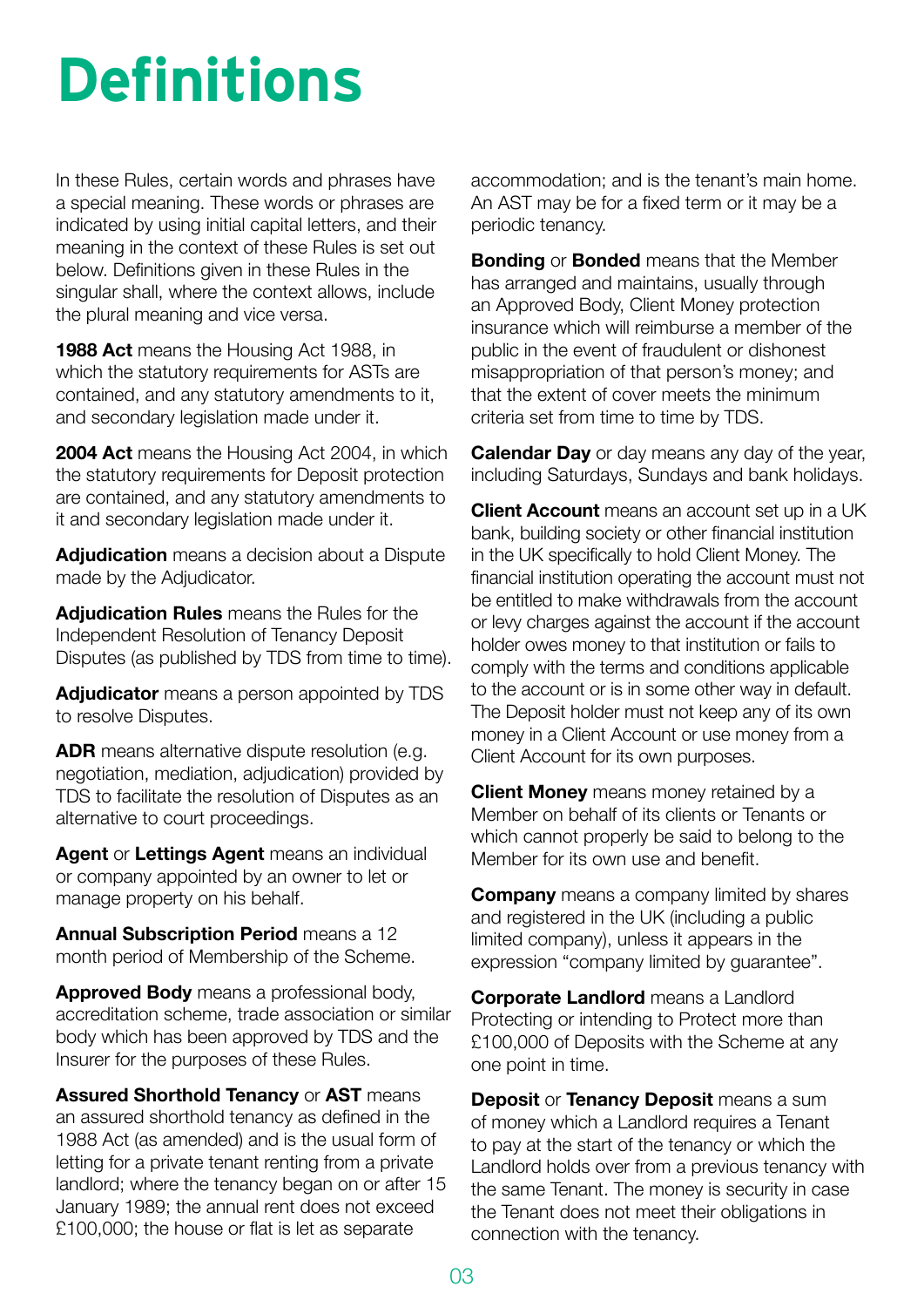# Definitions

In these Rules, certain words and phrases have a special meaning. These words or phrases are indicated by using initial capital letters, and their meaning in the context of these Rules is set out below. Definitions given in these Rules in the singular shall, where the context allows, include the plural meaning and vice versa.

**1988 Act** means the Housing Act 1988, in which the statutory requirements for ASTs are contained, and any statutory amendments to it, and secondary legislation made under it.

**2004 Act** means the Housing Act 2004, in which the statutory requirements for Deposit protection are contained, and any statutory amendments to it and secondary legislation made under it.

**Adjudication** means a decision about a Dispute made by the Adjudicator.

**Adjudication Rules** means the Rules for the Independent Resolution of Tenancy Deposit Disputes (as published by TDS from time to time).

**Adjudicator** means a person appointed by TDS to resolve Disputes.

**ADR** means alternative dispute resolution (e.g. negotiation, mediation, adjudication) provided by TDS to facilitate the resolution of Disputes as an alternative to court proceedings.

**Agent** or **Lettings Agent** means an individual or company appointed by an owner to let or manage property on his behalf.

**Annual Subscription Period** means a 12 month period of Membership of the Scheme.

**Approved Body** means a professional body, accreditation scheme, trade association or similar body which has been approved by TDS and the Insurer for the purposes of these Rules.

**Assured Shorthold Tenancy** or **AST** means an assured shorthold tenancy as defined in the 1988 Act (as amended) and is the usual form of letting for a private tenant renting from a private landlord; where the tenancy began on or after 15 January 1989; the annual rent does not exceed £100,000; the house or flat is let as separate accommodation; and is the tenant's main home. An AST may be for a fixed term or it may be a periodic tenancy.

**Bonding** or **Bonded** means that the Member has arranged and maintains, usually through an Approved Body, Client Money protection insurance which will reimburse a member of the public in the event of fraudulent or dishonest misappropriation of that person's money; and that the extent of cover meets the minimum criteria set from time to time by TDS.

**Calendar Day** or day means any day of the year, including Saturdays, Sundays and bank holidays.

**Client Account** means an account set up in a UK bank, building society or other financial institution in the UK specifically to hold Client Money. The financial institution operating the account must not be entitled to make withdrawals from the account or levy charges against the account if the account holder owes money to that institution or fails to comply with the terms and conditions applicable to the account or is in some other way in default. The Deposit holder must not keep any of its own money in a Client Account or use money from a Client Account for its own purposes.

**Client Money** means money retained by a Member on behalf of its clients or Tenants or which cannot properly be said to belong to the Member for its own use and benefit.

**Company** means a company limited by shares and registered in the UK (including a public limited company), unless it appears in the expression "company limited by guarantee".

**Corporate Landlord** means a Landlord Protecting or intending to Protect more than £100,000 of Deposits with the Scheme at any one point in time.

**Deposit** or **Tenancy Deposit** means a sum of money which a Landlord requires a Tenant to pay at the start of the tenancy or which the Landlord holds over from a previous tenancy with the same Tenant. The money is security in case the Tenant does not meet their obligations in connection with the tenancy.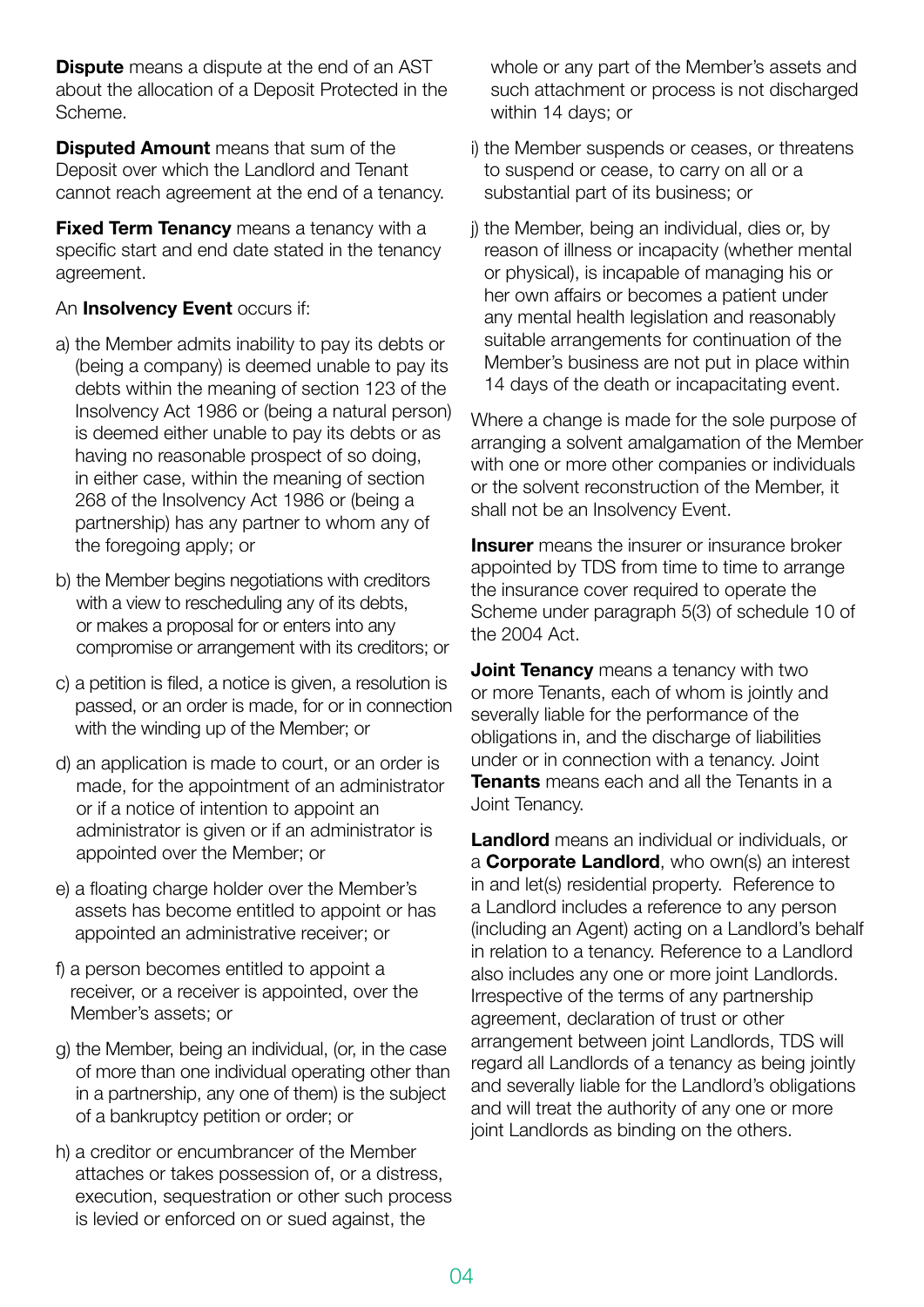**Dispute** means a dispute at the end of an AST about the allocation of a Deposit Protected in the Scheme.

**Disputed Amount** means that sum of the Deposit over which the Landlord and Tenant cannot reach agreement at the end of a tenancy.

**Fixed Term Tenancy** means a tenancy with a specific start and end date stated in the tenancy agreement.

An **Insolvency Event** occurs if:

a) the Member admits inability to pay its debts or (being a company) is deemed unable to pay its debts within the meaning of section 123 of the Insolvency Act 1986 or (being a natural person) is deemed either unable to pay its debts or as having no reasonable prospect of so doing, in either case, within the meaning of section 268 of the Insolvency Act 1986 or (being a partnership) has any partner to whom any of the foregoing apply; or

b) the Member begins negotiations with creditors with a view to rescheduling any of its debts, or makes a proposal for or enters into any compromise or arrangement with its creditors; or

c) a petition is filed, a notice is given, a resolution is passed, or an order is made, for or in connection with the winding up of the Member; or

d) an application is made to court, or an order is made, for the appointment of an administrator or if a notice of intention to appoint an administrator is given or if an administrator is appointed over the Member; or

e) a floating charge holder over the Member's assets has become entitled to appoint or has appointed an administrative receiver; or

f) a person becomes entitled to appoint a receiver, or a receiver is appointed, over the Member's assets; or

g) the Member, being an individual, (or, in the case of more than one individual operating other than in a partnership, any one of them) is the subject of a bankruptcy petition or order; or

h) a creditor or encumbrancer of the Member attaches or takes possession of, or a distress, execution, sequestration or other such process is levied or enforced on or sued against, the whole or any part of the Member's assets and such attachment or process is not discharged within 14 days; or

i) the Member suspends or ceases, or threatens to suspend or cease, to carry on all or a substantial part of its business; or

j) the Member, being an individual, dies or, by reason of illness or incapacity (whether mental or physical), is incapable of managing his or her own affairs or becomes a patient under any mental health legislation and reasonably suitable arrangements for continuation of the Member's business are not put in place within 14 days of the death or incapacitating event.

Where a change is made for the sole purpose of arranging a solvent amalgamation of the Member with one or more other companies or individuals or the solvent reconstruction of the Member, it shall not be an Insolvency Event.

**Insurer** means the insurer or insurance broker appointed by TDS from time to time to arrange the insurance cover required to operate the Scheme under paragraph 5(3) of schedule 10 of the 2004 Act.

**Joint Tenancy** means a tenancy with two or more Tenants, each of whom is jointly and severally liable for the performance of the obligations in, and the discharge of liabilities under or in connection with a tenancy. Joint **Tenants** means each and all the Tenants in a Joint Tenancy.

**Landlord** means an individual or individuals, or a **Corporate Landlord**, who own(s) an interest in and let(s) residential property. Reference to a Landlord includes a reference to any person (including an Agent) acting on a Landlord's behalf in relation to a tenancy. Reference to a Landlord also includes any one or more joint Landlords. Irrespective of the terms of any partnership agreement, declaration of trust or other arrangement between joint Landlords, TDS will regard all Landlords of a tenancy as being jointly and severally liable for the Landlord's obligations and will treat the authority of any one or more joint Landlords as binding on the others.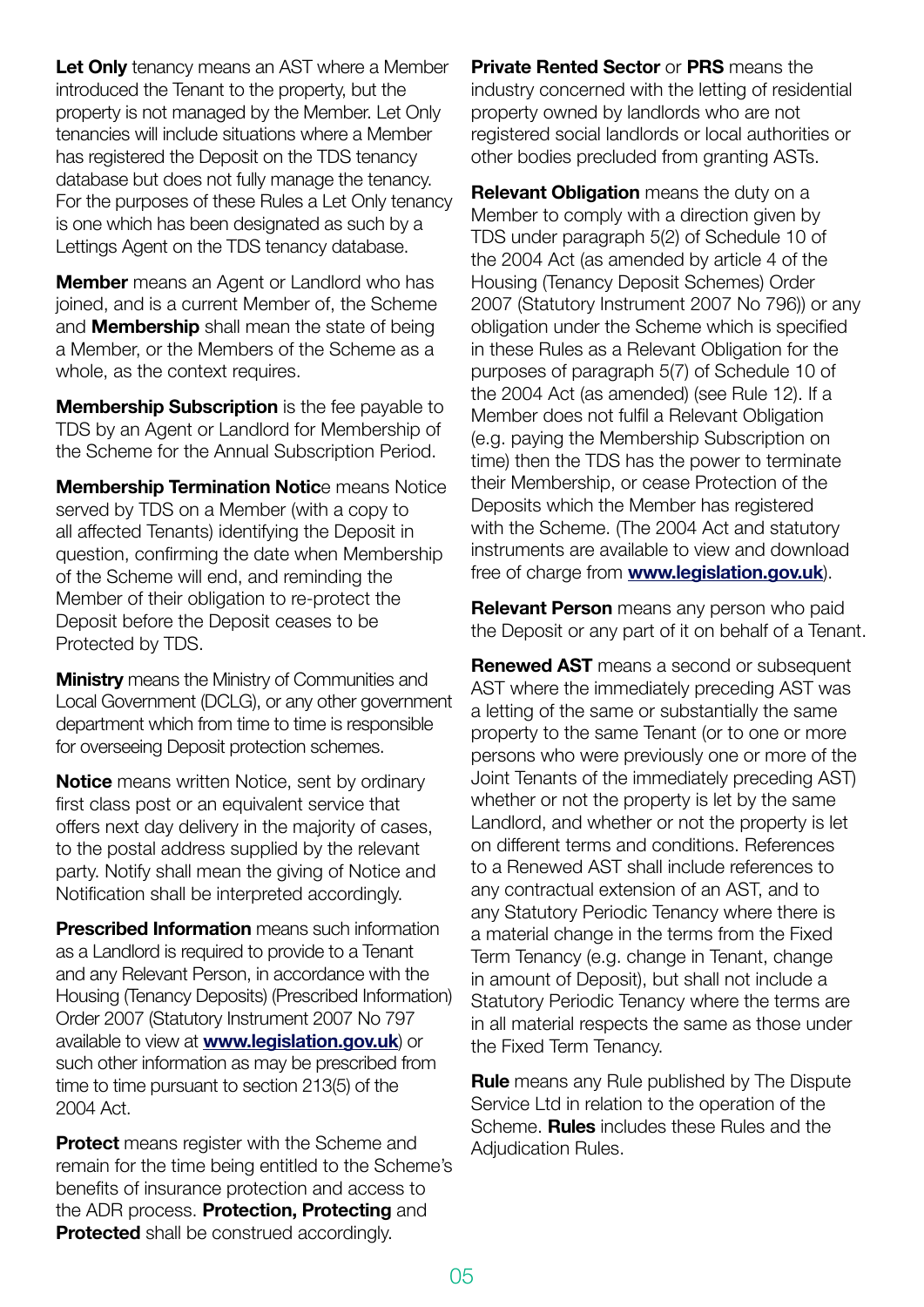**Let Only** tenancy means an AST where a Member introduced the Tenant to the property, but the property is not managed by the Member. Let Only tenancies will include situations where a Member has registered the Deposit on the TDS tenancy database but does not fully manage the tenancy. For the purposes of these Rules a Let Only tenancy is one which has been designated as such by a Lettings Agent on the TDS tenancy database.

**Member** means an Agent or Landlord who has joined, and is a current Member of, the Scheme and **Membership** shall mean the state of being a Member, or the Members of the Scheme as a whole, as the context requires.

**Membership Subscription** is the fee payable to TDS by an Agent or Landlord for Membership of the Scheme for the Annual Subscription Period.

**Membership Termination Notice** means Notice served by TDS on a Member (with a copy to all affected Tenants) identifying the Deposit in question, confirming the date when Membership of the Scheme will end, and reminding the Member of their obligation to re-protect the Deposit before the Deposit ceases to be Protected by TDS.

**Ministry** means the Ministry of Communities and Local Government (DCLG), or any other government department which from time to time is responsible for overseeing Deposit protection schemes.

**Notice** means written Notice, sent by ordinary first class post or an equivalent service that offers next day delivery in the majority of cases, to the postal address supplied by the relevant party. Notify shall mean the giving of Notice and Notification shall be interpreted accordingly.

**Prescribed Information** means such information as a Landlord is required to provide to a Tenant and any Relevant Person, in accordance with the Housing (Tenancy Deposits) (Prescribed Information) Order 2007 (Statutory Instrument 2007 No 797 available to view at **www.legislation.gov.uk**) or such other information as may be prescribed from time to time pursuant to section 213(5) of the 2004 Act.

**Protect** means register with the Scheme and remain for the time being entitled to the Scheme's benefits of insurance protection and access to the ADR process. **Protection, Protecting** and **Protected** shall be construed accordingly.

**Private Rented Sector** or **PRS** means the industry concerned with the letting of residential property owned by landlords who are not registered social landlords or local authorities or other bodies precluded from granting ASTs.

**Relevant Obligation** means the duty on a Member to comply with a direction given by TDS under paragraph 5(2) of Schedule 10 of the 2004 Act (as amended by article 4 of the Housing (Tenancy Deposit Schemes) Order 2007 (Statutory Instrument 2007 No 796)) or any obligation under the Scheme which is specified in these Rules as a Relevant Obligation for the purposes of paragraph 5(7) of Schedule 10 of the 2004 Act (as amended) (see Rule 12). If a Member does not fulfil a Relevant Obligation (e.g. paying the Membership Subscription on time) then the TDS has the power to terminate their Membership, or cease Protection of the Deposits which the Member has registered with the Scheme. (The 2004 Act and statutory instruments are available to view and download free of charge from **www.legislation.gov.uk**).

**Relevant Person** means any person who paid the Deposit or any part of it on behalf of a Tenant.

**Renewed AST** means a second or subsequent AST where the immediately preceding AST was a letting of the same or substantially the same property to the same Tenant (or to one or more persons who were previously one or more of the Joint Tenants of the immediately preceding AST) whether or not the property is let by the same Landlord, and whether or not the property is let on different terms and conditions. References to a Renewed AST shall include references to any contractual extension of an AST, and to any Statutory Periodic Tenancy where there is a material change in the terms from the Fixed Term Tenancy (e.g. change in Tenant, change in amount of Deposit), but shall not include a Statutory Periodic Tenancy where the terms are in all material respects the same as those under the Fixed Term Tenancy.

**Rule** means any Rule published by The Dispute Service Ltd in relation to the operation of the Scheme. **Rules** includes these Rules and the Adjudication Rules.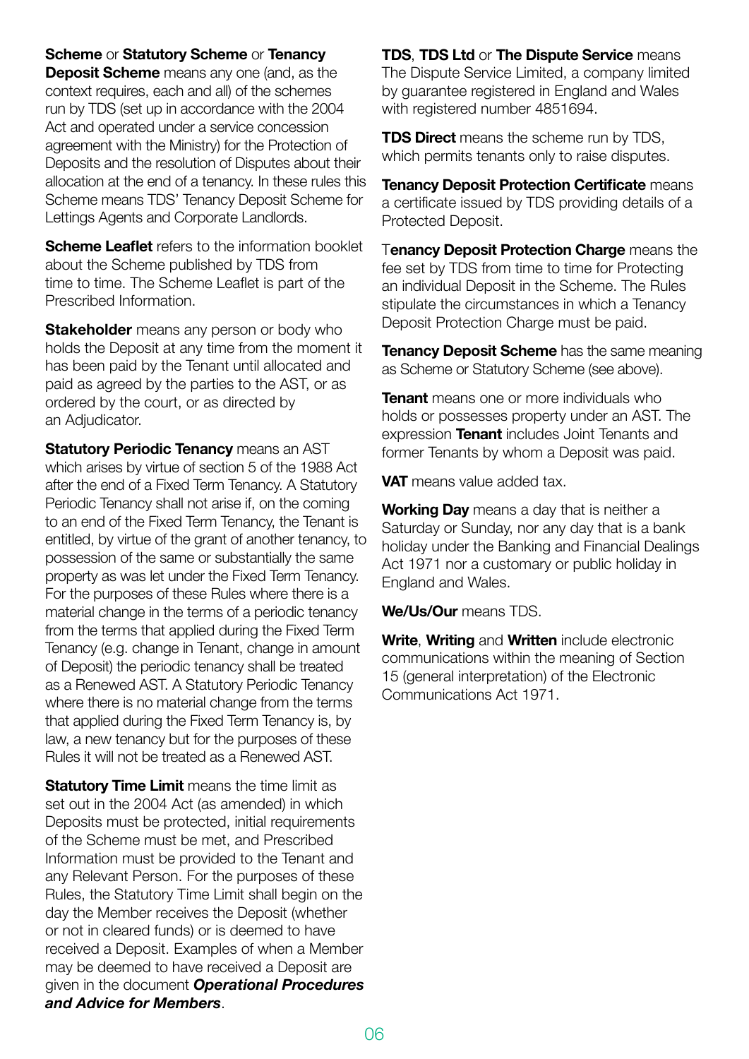**Scheme** or **Statutory Scheme** or **Tenancy Deposit Scheme** means any one (and, as the context requires, each and all) of the schemes run by TDS (set up in accordance with the 2004 Act and operated under a service concession agreement with the Ministry) for the Protection of Deposits and the resolution of Disputes about their allocation at the end of a tenancy. In these rules this Scheme means TDS' Tenancy Deposit Scheme for Lettings Agents and Corporate Landlords.

**Scheme Leaflet** refers to the information booklet about the Scheme published by TDS from time to time. The Scheme Leaflet is part of the Prescribed Information.

**Stakeholder** means any person or body who holds the Deposit at any time from the moment it has been paid by the Tenant until allocated and paid as agreed by the parties to the AST, or as ordered by the court, or as directed by an Adjudicator.

**Statutory Periodic Tenancy** means an AST which arises by virtue of section 5 of the 1988 Act after the end of a Fixed Term Tenancy. A Statutory Periodic Tenancy shall not arise if, on the coming to an end of the Fixed Term Tenancy, the Tenant is entitled, by virtue of the grant of another tenancy, to possession of the same or substantially the same property as was let under the Fixed Term Tenancy. For the purposes of these Rules where there is a material change in the terms of a periodic tenancy from the terms that applied during the Fixed Term Tenancy (e.g. change in Tenant, change in amount of Deposit) the periodic tenancy shall be treated as a Renewed AST. A Statutory Periodic Tenancy where there is no material change from the terms that applied during the Fixed Term Tenancy is, by law, a new tenancy but for the purposes of these Rules it will not be treated as a Renewed AST.

**Statutory Time Limit** means the time limit as set out in the 2004 Act (as amended) in which Deposits must be protected, initial requirements of the Scheme must be met, and Prescribed Information must be provided to the Tenant and any Relevant Person. For the purposes of these Rules, the Statutory Time Limit shall begin on the day the Member receives the Deposit (whether or not in cleared funds) or is deemed to have received a Deposit. Examples of when a Member may be deemed to have received a Deposit are given in the document ***Operational Procedures and Advice for Members***.

**TDS**, **TDS Ltd** or **The Dispute Service** means The Dispute Service Limited, a company limited by guarantee registered in England and Wales with registered number 4851694.

**TDS Direct** means the scheme run by TDS, which permits tenants only to raise disputes.

**Tenancy Deposit Protection Certificate** means a certificate issued by TDS providing details of a Protected Deposit.

**Tenancy Deposit Protection Charge** means the fee set by TDS from time to time for Protecting an individual Deposit in the Scheme. The Rules stipulate the circumstances in which a Tenancy Deposit Protection Charge must be paid.

**Tenancy Deposit Scheme** has the same meaning as Scheme or Statutory Scheme (see above).

**Tenant** means one or more individuals who holds or possesses property under an AST. The expression **Tenant** includes Joint Tenants and former Tenants by whom a Deposit was paid.

**VAT** means value added tax.

**Working Day** means a day that is neither a Saturday or Sunday, nor any day that is a bank holiday under the Banking and Financial Dealings Act 1971 nor a customary or public holiday in England and Wales.

**We/Us/Our** means TDS.

**Write**, **Writing** and **Written** include electronic communications within the meaning of Section 15 (general interpretation) of the Electronic Communications Act 1971.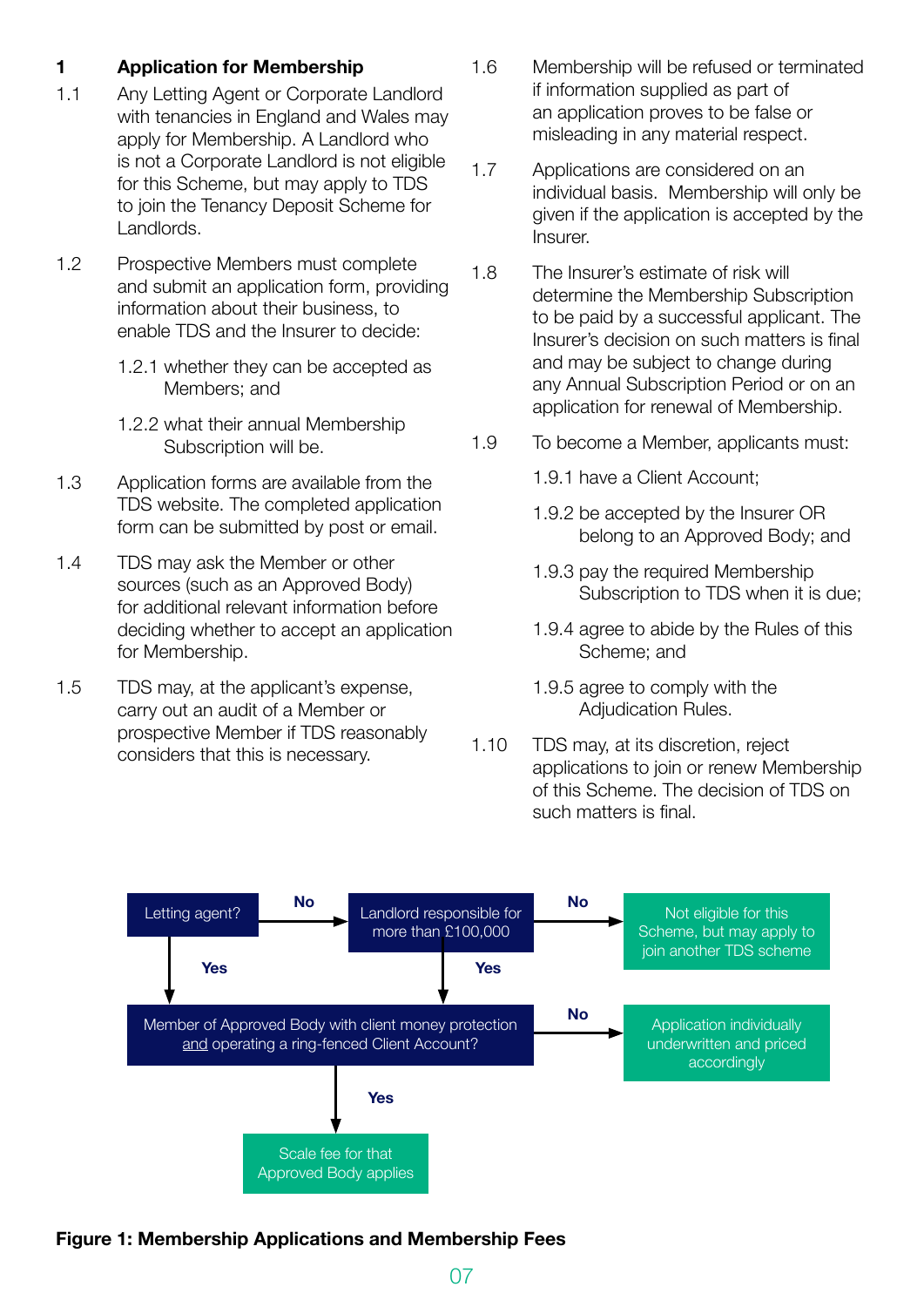## 1 Application for Membership

1.1 Any Letting Agent or Corporate Landlord with tenancies in England and Wales may apply for Membership. A Landlord who is not a Corporate Landlord is not eligible for this Scheme, but may apply to TDS to join the Tenancy Deposit Scheme for Landlords.

1.2 Prospective Members must complete and submit an application form, providing information about their business, to enable TDS and the Insurer to decide:

1.2.1 whether they can be accepted as Members; and

1.2.2 what their annual Membership Subscription will be.

1.3 Application forms are available from the TDS website. The completed application form can be submitted by post or email.

1.4 TDS may ask the Member or other sources (such as an Approved Body) for additional relevant information before deciding whether to accept an application for Membership.

1.5 TDS may, at the applicant's expense, carry out an audit of a Member or prospective Member if TDS reasonably considers that this is necessary.

1.6 Membership will be refused or terminated if information supplied as part of an application proves to be false or misleading in any material respect.

1.7 Applications are considered on an individual basis. Membership will only be given if the application is accepted by the Insurer.

1.8 The Insurer's estimate of risk will determine the Membership Subscription to be paid by a successful applicant. The Insurer's decision on such matters is final and may be subject to change during any Annual Subscription Period or on an application for renewal of Membership.

1.9 To become a Member, applicants must:

1.9.1 have a Client Account;

1.9.2 be accepted by the Insurer OR belong to an Approved Body; and

1.9.3 pay the required Membership Subscription to TDS when it is due;

1.9.4 agree to abide by the Rules of this Scheme; and

1.9.5 agree to comply with the Adjudication Rules.

1.10 TDS may, at its discretion, reject applications to join or renew Membership of this Scheme. The decision of TDS on such matters is final.

- Letting agent?
  - **No** → Landlord responsible for more than £100,000
    - **No** → Not eligible for this Scheme, but may apply to join another TDS scheme
    - **Yes** → Member of Approved Body with client money protection and operating a ring-fenced Client Account?
  - **Yes** → Member of Approved Body with client money protection and operating a ring-fenced Client Account?
- Member of Approved Body with client money protection and operating a ring-fenced Client Account?
  - **No** → Application individually underwritten and priced accordingly
  - **Yes** → Scale fee for that Approved Body applies

**Figure 1: Membership Applications and Membership Fees**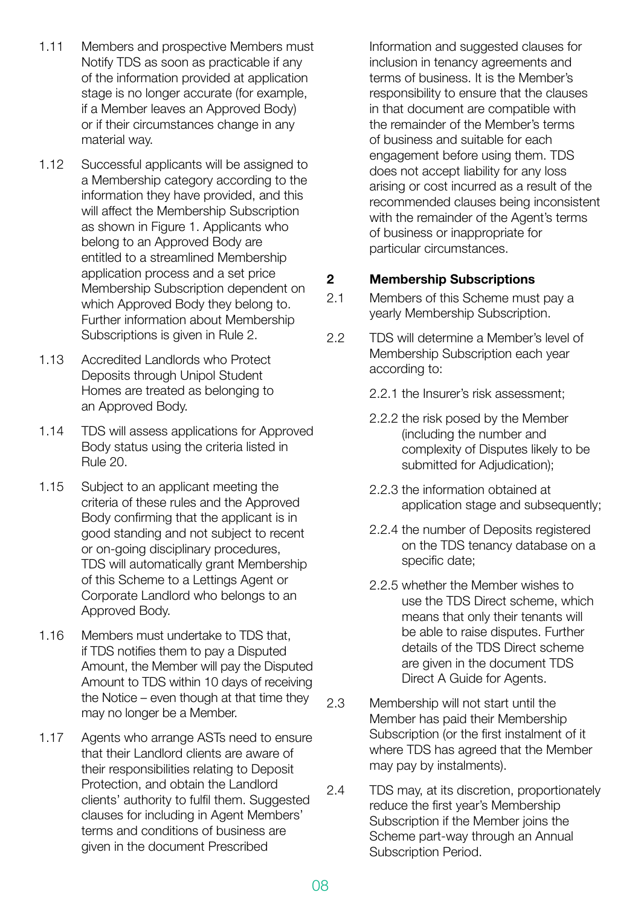1.11 Members and prospective Members must Notify TDS as soon as practicable if any of the information provided at application stage is no longer accurate (for example, if a Member leaves an Approved Body) or if their circumstances change in any material way.

1.12 Successful applicants will be assigned to a Membership category according to the information they have provided, and this will affect the Membership Subscription as shown in Figure 1. Applicants who belong to an Approved Body are entitled to a streamlined Membership application process and a set price Membership Subscription dependent on which Approved Body they belong to. Further information about Membership Subscriptions is given in Rule 2.

1.13 Accredited Landlords who Protect Deposits through Unipol Student Homes are treated as belonging to an Approved Body.

1.14 TDS will assess applications for Approved Body status using the criteria listed in Rule 20.

1.15 Subject to an applicant meeting the criteria of these rules and the Approved Body confirming that the applicant is in good standing and not subject to recent or on-going disciplinary procedures, TDS will automatically grant Membership of this Scheme to a Lettings Agent or Corporate Landlord who belongs to an Approved Body.

1.16 Members must undertake to TDS that, if TDS notifies them to pay a Disputed Amount, the Member will pay the Disputed Amount to TDS within 10 days of receiving the Notice – even though at that time they may no longer be a Member.

1.17 Agents who arrange ASTs need to ensure that their Landlord clients are aware of their responsibilities relating to Deposit Protection, and obtain the Landlord clients' authority to fulfil them. Suggested clauses for including in Agent Members' terms and conditions of business are given in the document Prescribed Information and suggested clauses for inclusion in tenancy agreements and terms of business. It is the Member's responsibility to ensure that the clauses in that document are compatible with the remainder of the Member's terms of business and suitable for each engagement before using them. TDS does not accept liability for any loss arising or cost incurred as a result of the recommended clauses being inconsistent with the remainder of the Agent's terms of business or inappropriate for particular circumstances.

## 2 Membership Subscriptions

2.1 Members of this Scheme must pay a yearly Membership Subscription.

2.2 TDS will determine a Member's level of Membership Subscription each year according to:

2.2.1 the Insurer's risk assessment;

2.2.2 the risk posed by the Member (including the number and complexity of Disputes likely to be submitted for Adjudication);

2.2.3 the information obtained at application stage and subsequently;

2.2.4 the number of Deposits registered on the TDS tenancy database on a specific date;

2.2.5 whether the Member wishes to use the TDS Direct scheme, which means that only their tenants will be able to raise disputes. Further details of the TDS Direct scheme are given in the document TDS Direct A Guide for Agents.

2.3 Membership will not start until the Member has paid their Membership Subscription (or the first instalment of it where TDS has agreed that the Member may pay by instalments).

2.4 TDS may, at its discretion, proportionately reduce the first year's Membership Subscription if the Member joins the Scheme part-way through an Annual Subscription Period.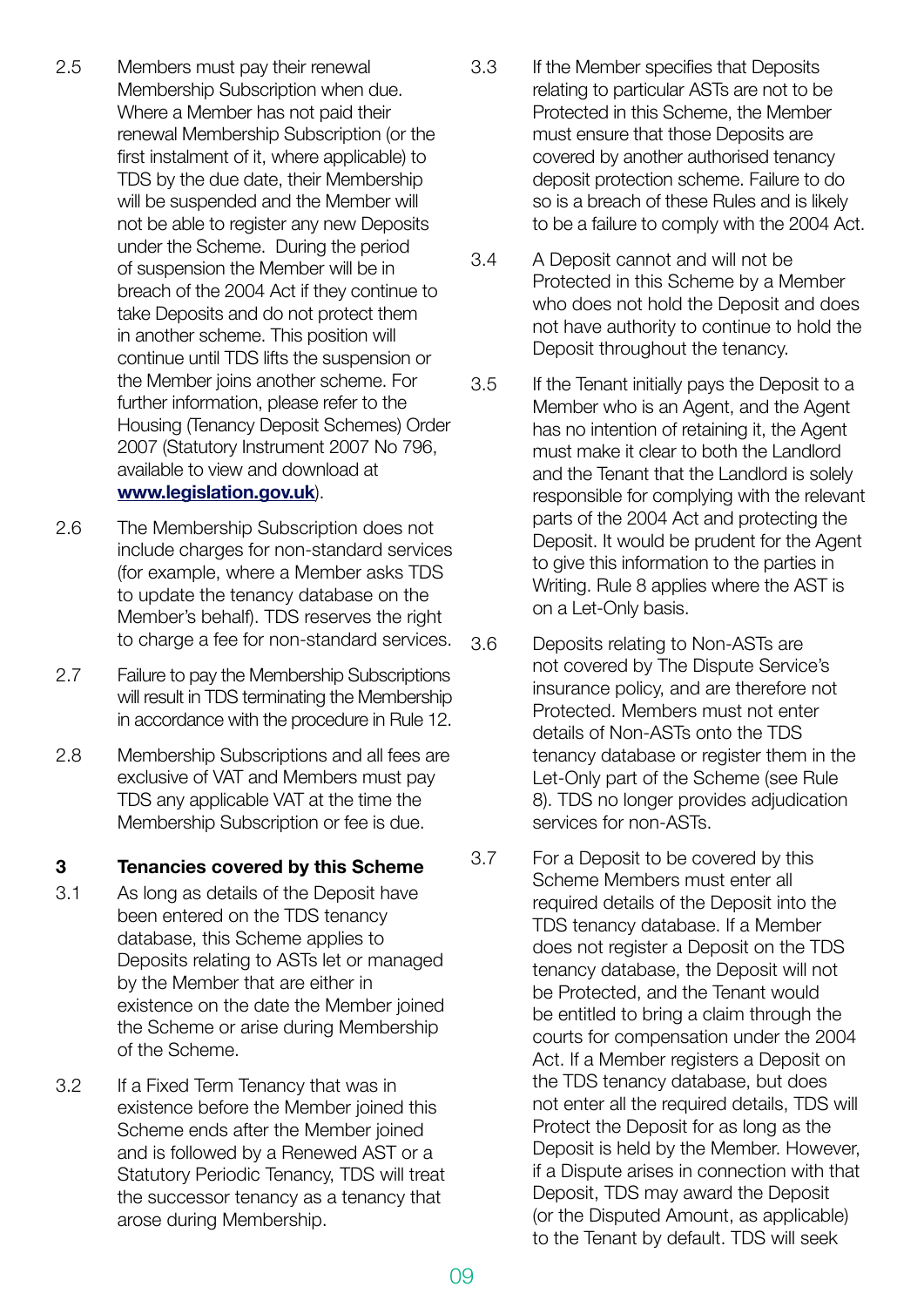2.5 Members must pay their renewal Membership Subscription when due. Where a Member has not paid their renewal Membership Subscription (or the first instalment of it, where applicable) to TDS by the due date, their Membership will be suspended and the Member will not be able to register any new Deposits under the Scheme. During the period of suspension the Member will be in breach of the 2004 Act if they continue to take Deposits and do not protect them in another scheme. This position will continue until TDS lifts the suspension or the Member joins another scheme. For further information, please refer to the Housing (Tenancy Deposit Schemes) Order 2007 (Statutory Instrument 2007 No 796, available to view and download at **www.legislation.gov.uk**).

2.6 The Membership Subscription does not include charges for non-standard services (for example, where a Member asks TDS to update the tenancy database on the Member's behalf). TDS reserves the right to charge a fee for non-standard services.

2.7 Failure to pay the Membership Subscriptions will result in TDS terminating the Membership in accordance with the procedure in Rule 12.

2.8 Membership Subscriptions and all fees are exclusive of VAT and Members must pay TDS any applicable VAT at the time the Membership Subscription or fee is due.

## 3 Tenancies covered by this Scheme

3.1 As long as details of the Deposit have been entered on the TDS tenancy database, this Scheme applies to Deposits relating to ASTs let or managed by the Member that are either in existence on the date the Member joined the Scheme or arise during Membership of the Scheme.

3.2 If a Fixed Term Tenancy that was in existence before the Member joined this Scheme ends after the Member joined and is followed by a Renewed AST or a Statutory Periodic Tenancy, TDS will treat the successor tenancy as a tenancy that arose during Membership.

3.3 If the Member specifies that Deposits relating to particular ASTs are not to be Protected in this Scheme, the Member must ensure that those Deposits are covered by another authorised tenancy deposit protection scheme. Failure to do so is a breach of these Rules and is likely to be a failure to comply with the 2004 Act.

3.4 A Deposit cannot and will not be Protected in this Scheme by a Member who does not hold the Deposit and does not have authority to continue to hold the Deposit throughout the tenancy.

3.5 If the Tenant initially pays the Deposit to a Member who is an Agent, and the Agent has no intention of retaining it, the Agent must make it clear to both the Landlord and the Tenant that the Landlord is solely responsible for complying with the relevant parts of the 2004 Act and protecting the Deposit. It would be prudent for the Agent to give this information to the parties in Writing. Rule 8 applies where the AST is on a Let-Only basis.

3.6 Deposits relating to Non-ASTs are not covered by The Dispute Service's insurance policy, and are therefore not Protected. Members must not enter details of Non-ASTs onto the TDS tenancy database or register them in the Let-Only part of the Scheme (see Rule 8). TDS no longer provides adjudication services for non-ASTs.

3.7 For a Deposit to be covered by this Scheme Members must enter all required details of the Deposit into the TDS tenancy database. If a Member does not register a Deposit on the TDS tenancy database, the Deposit will not be Protected, and the Tenant would be entitled to bring a claim through the courts for compensation under the 2004 Act. If a Member registers a Deposit on the TDS tenancy database, but does not enter all the required details, TDS will Protect the Deposit for as long as the Deposit is held by the Member. However, if a Dispute arises in connection with that Deposit, TDS may award the Deposit (or the Disputed Amount, as applicable) to the Tenant by default. TDS will seek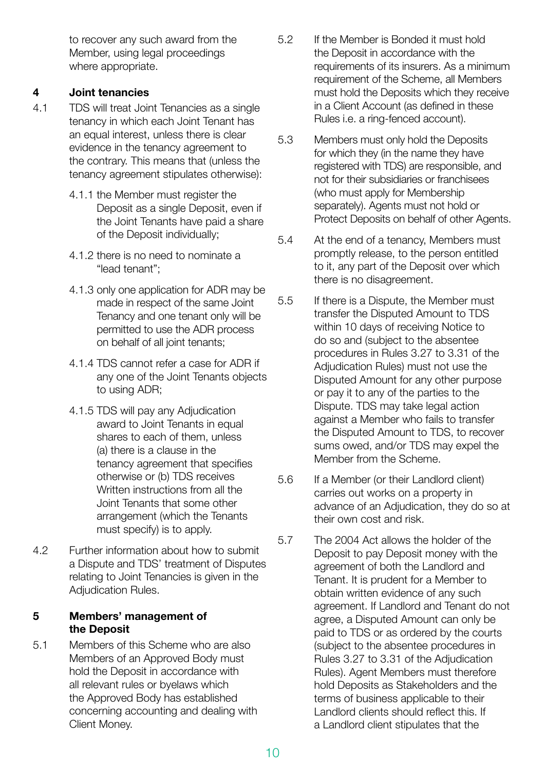to recover any such award from the Member, using legal proceedings where appropriate.

## 4 Joint tenancies

4.1 TDS will treat Joint Tenancies as a single tenancy in which each Joint Tenant has an equal interest, unless there is clear evidence in the tenancy agreement to the contrary. This means that (unless the tenancy agreement stipulates otherwise):

4.1.1 the Member must register the Deposit as a single Deposit, even if the Joint Tenants have paid a share of the Deposit individually;

4.1.2 there is no need to nominate a "lead tenant";

4.1.3 only one application for ADR may be made in respect of the same Joint Tenancy and one tenant only will be permitted to use the ADR process on behalf of all joint tenants;

4.1.4 TDS cannot refer a case for ADR if any one of the Joint Tenants objects to using ADR;

4.1.5 TDS will pay any Adjudication award to Joint Tenants in equal shares to each of them, unless (a) there is a clause in the tenancy agreement that specifies otherwise or (b) TDS receives Written instructions from all the Joint Tenants that some other arrangement (which the Tenants must specify) is to apply.

4.2 Further information about how to submit a Dispute and TDS' treatment of Disputes relating to Joint Tenancies is given in the Adjudication Rules.

## 5 Members' management of the Deposit

5.1 Members of this Scheme who are also Members of an Approved Body must hold the Deposit in accordance with all relevant rules or byelaws which the Approved Body has established concerning accounting and dealing with Client Money.

5.2 If the Member is Bonded it must hold the Deposit in accordance with the requirements of its insurers. As a minimum requirement of the Scheme, all Members must hold the Deposits which they receive in a Client Account (as defined in these Rules i.e. a ring-fenced account).

5.3 Members must only hold the Deposits for which they (in the name they have registered with TDS) are responsible, and not for their subsidiaries or franchisees (who must apply for Membership separately). Agents must not hold or Protect Deposits on behalf of other Agents.

5.4 At the end of a tenancy, Members must promptly release, to the person entitled to it, any part of the Deposit over which there is no disagreement.

5.5 If there is a Dispute, the Member must transfer the Disputed Amount to TDS within 10 days of receiving Notice to do so and (subject to the absentee procedures in Rules 3.27 to 3.31 of the Adjudication Rules) must not use the Disputed Amount for any other purpose or pay it to any of the parties to the Dispute. TDS may take legal action against a Member who fails to transfer the Disputed Amount to TDS, to recover sums owed, and/or TDS may expel the Member from the Scheme.

5.6 If a Member (or their Landlord client) carries out works on a property in advance of an Adjudication, they do so at their own cost and risk.

5.7 The 2004 Act allows the holder of the Deposit to pay Deposit money with the agreement of both the Landlord and Tenant. It is prudent for a Member to obtain written evidence of any such agreement. If Landlord and Tenant do not agree, a Disputed Amount can only be paid to TDS or as ordered by the courts (subject to the absentee procedures in Rules 3.27 to 3.31 of the Adjudication Rules). Agent Members must therefore hold Deposits as Stakeholders and the terms of business applicable to their Landlord clients should reflect this. If a Landlord client stipulates that the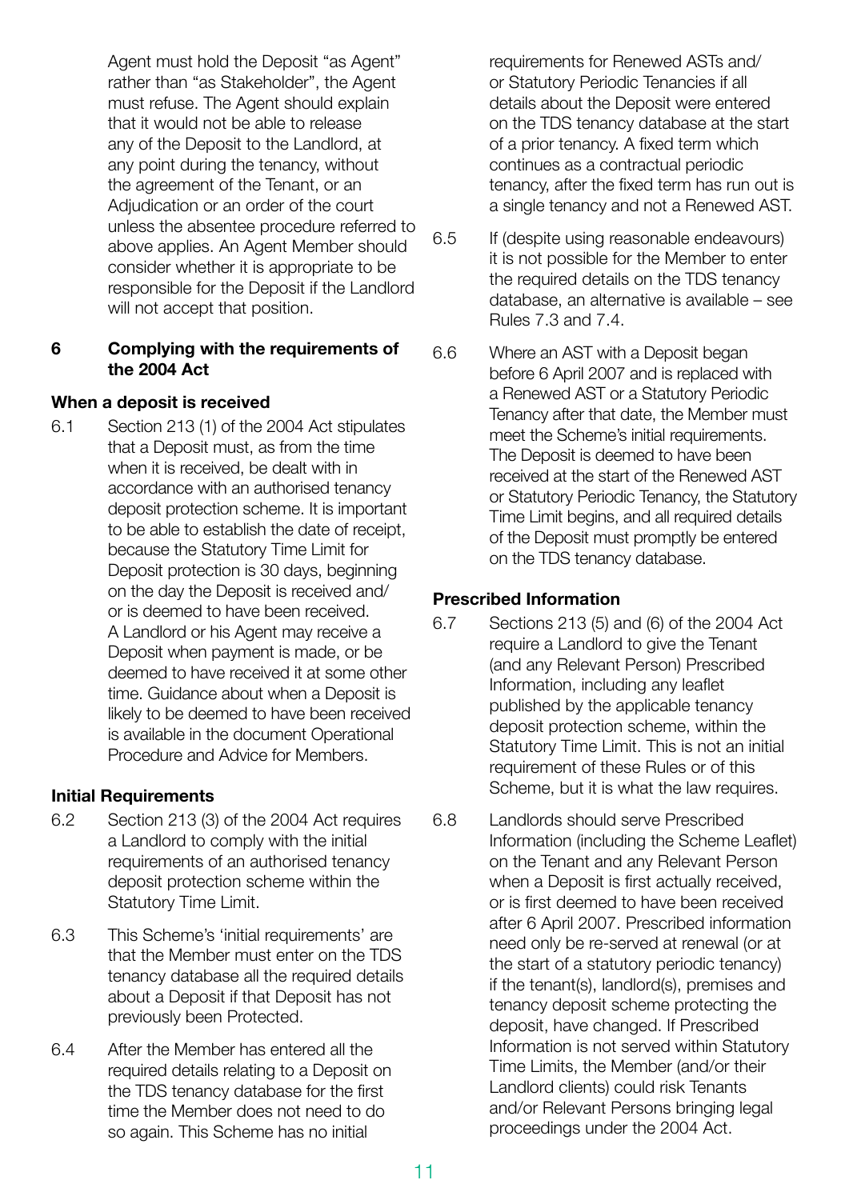Agent must hold the Deposit "as Agent" rather than "as Stakeholder", the Agent must refuse. The Agent should explain that it would not be able to release any of the Deposit to the Landlord, at any point during the tenancy, without the agreement of the Tenant, or an Adjudication or an order of the court unless the absentee procedure referred to above applies. An Agent Member should consider whether it is appropriate to be responsible for the Deposit if the Landlord will not accept that position.

## 6 Complying with the requirements of the 2004 Act

### When a deposit is received

6.1 Section 213 (1) of the 2004 Act stipulates that a Deposit must, as from the time when it is received, be dealt with in accordance with an authorised tenancy deposit protection scheme. It is important to be able to establish the date of receipt, because the Statutory Time Limit for Deposit protection is 30 days, beginning on the day the Deposit is received and/or is deemed to have been received. A Landlord or his Agent may receive a Deposit when payment is made, or be deemed to have received it at some other time. Guidance about when a Deposit is likely to be deemed to have been received is available in the document Operational Procedure and Advice for Members.

### Initial Requirements

6.2 Section 213 (3) of the 2004 Act requires a Landlord to comply with the initial requirements of an authorised tenancy deposit protection scheme within the Statutory Time Limit.

6.3 This Scheme's 'initial requirements' are that the Member must enter on the TDS tenancy database all the required details about a Deposit if that Deposit has not previously been Protected.

6.4 After the Member has entered all the required details relating to a Deposit on the TDS tenancy database for the first time the Member does not need to do so again. This Scheme has no initial requirements for Renewed ASTs and/or Statutory Periodic Tenancies if all details about the Deposit were entered on the TDS tenancy database at the start of a prior tenancy. A fixed term which continues as a contractual periodic tenancy, after the fixed term has run out is a single tenancy and not a Renewed AST.

6.5 If (despite using reasonable endeavours) it is not possible for the Member to enter the required details on the TDS tenancy database, an alternative is available – see Rules 7.3 and 7.4.

6.6 Where an AST with a Deposit began before 6 April 2007 and is replaced with a Renewed AST or a Statutory Periodic Tenancy after that date, the Member must meet the Scheme's initial requirements. The Deposit is deemed to have been received at the start of the Renewed AST or Statutory Periodic Tenancy, the Statutory Time Limit begins, and all required details of the Deposit must promptly be entered on the TDS tenancy database.

### Prescribed Information

6.7 Sections 213 (5) and (6) of the 2004 Act require a Landlord to give the Tenant (and any Relevant Person) Prescribed Information, including any leaflet published by the applicable tenancy deposit protection scheme, within the Statutory Time Limit. This is not an initial requirement of these Rules or of this Scheme, but it is what the law requires.

6.8 Landlords should serve Prescribed Information (including the Scheme Leaflet) on the Tenant and any Relevant Person when a Deposit is first actually received, or is first deemed to have been received after 6 April 2007. Prescribed information need only be re-served at renewal (or at the start of a statutory periodic tenancy) if the tenant(s), landlord(s), premises and tenancy deposit scheme protecting the deposit, have changed. If Prescribed Information is not served within Statutory Time Limits, the Member (and/or their Landlord clients) could risk Tenants and/or Relevant Persons bringing legal proceedings under the 2004 Act.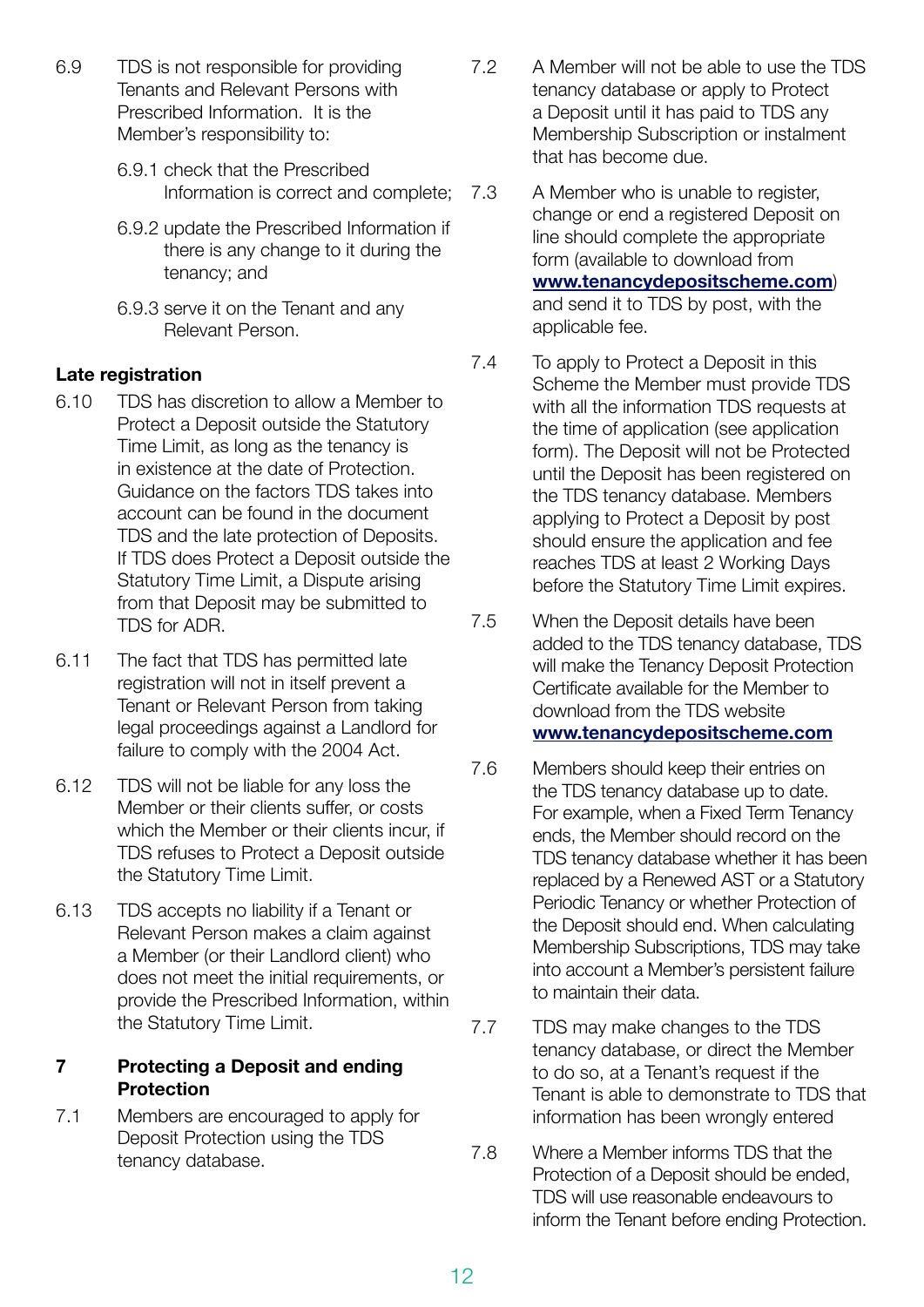6.9 TDS is not responsible for providing Tenants and Relevant Persons with Prescribed Information. It is the Member's responsibility to:

6.9.1 check that the Prescribed Information is correct and complete;

6.9.2 update the Prescribed Information if there is any change to it during the tenancy; and

6.9.3 serve it on the Tenant and any Relevant Person.

**Late registration**

6.10 TDS has discretion to allow a Member to Protect a Deposit outside the Statutory Time Limit, as long as the tenancy is in existence at the date of Protection. Guidance on the factors TDS takes into account can be found in the document TDS and the late protection of Deposits. If TDS does Protect a Deposit outside the Statutory Time Limit, a Dispute arising from that Deposit may be submitted to TDS for ADR.

6.11 The fact that TDS has permitted late registration will not in itself prevent a Tenant or Relevant Person from taking legal proceedings against a Landlord for failure to comply with the 2004 Act.

6.12 TDS will not be liable for any loss the Member or their clients suffer, or costs which the Member or their clients incur, if TDS refuses to Protect a Deposit outside the Statutory Time Limit.

6.13 TDS accepts no liability if a Tenant or Relevant Person makes a claim against a Member (or their Landlord client) who does not meet the initial requirements, or provide the Prescribed Information, within the Statutory Time Limit.

## 7 Protecting a Deposit and ending Protection

7.1 Members are encouraged to apply for Deposit Protection using the TDS tenancy database.

7.2 A Member will not be able to use the TDS tenancy database or apply to Protect a Deposit until it has paid to TDS any Membership Subscription or instalment that has become due.

7.3 A Member who is unable to register, change or end a registered Deposit on line should complete the appropriate form (available to download from **www.tenancydepositscheme.com**) and send it to TDS by post, with the applicable fee.

7.4 To apply to Protect a Deposit in this Scheme the Member must provide TDS with all the information TDS requests at the time of application (see application form). The Deposit will not be Protected until the Deposit has been registered on the TDS tenancy database. Members applying to Protect a Deposit by post should ensure the application and fee reaches TDS at least 2 Working Days before the Statutory Time Limit expires.

7.5 When the Deposit details have been added to the TDS tenancy database, TDS will make the Tenancy Deposit Protection Certificate available for the Member to download from the TDS website **www.tenancydepositscheme.com**

7.6 Members should keep their entries on the TDS tenancy database up to date. For example, when a Fixed Term Tenancy ends, the Member should record on the TDS tenancy database whether it has been replaced by a Renewed AST or a Statutory Periodic Tenancy or whether Protection of the Deposit should end. When calculating Membership Subscriptions, TDS may take into account a Member's persistent failure to maintain their data.

7.7 TDS may make changes to the TDS tenancy database, or direct the Member to do so, at a Tenant's request if the Tenant is able to demonstrate to TDS that information has been wrongly entered

7.8 Where a Member informs TDS that the Protection of a Deposit should be ended, TDS will use reasonable endeavours to inform the Tenant before ending Protection.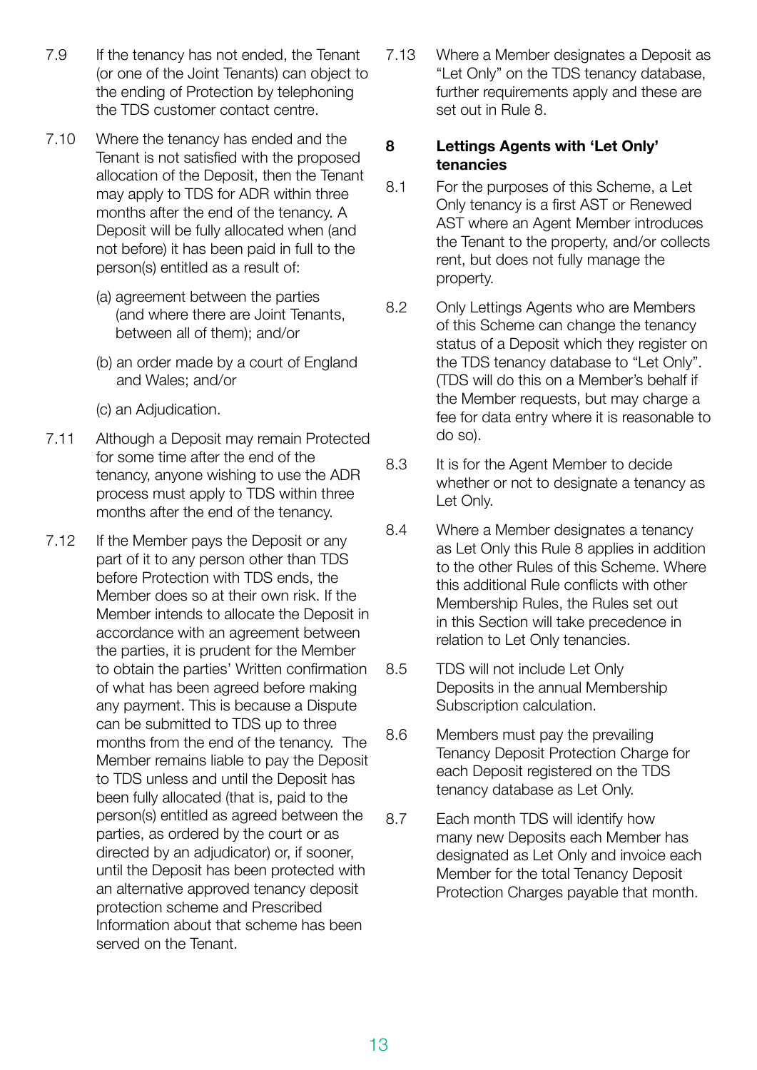7.9 If the tenancy has not ended, the Tenant (or one of the Joint Tenants) can object to the ending of Protection by telephoning the TDS customer contact centre.

7.10 Where the tenancy has ended and the Tenant is not satisfied with the proposed allocation of the Deposit, then the Tenant may apply to TDS for ADR within three months after the end of the tenancy. A Deposit will be fully allocated when (and not before) it has been paid in full to the person(s) entitled as a result of:

(a) agreement between the parties (and where there are Joint Tenants, between all of them); and/or

(b) an order made by a court of England and Wales; and/or

(c) an Adjudication.

7.11 Although a Deposit may remain Protected for some time after the end of the tenancy, anyone wishing to use the ADR process must apply to TDS within three months after the end of the tenancy.

7.12 If the Member pays the Deposit or any part of it to any person other than TDS before Protection with TDS ends, the Member does so at their own risk. If the Member intends to allocate the Deposit in accordance with an agreement between the parties, it is prudent for the Member to obtain the parties' Written confirmation of what has been agreed before making any payment. This is because a Dispute can be submitted to TDS up to three months from the end of the tenancy. The Member remains liable to pay the Deposit to TDS unless and until the Deposit has been fully allocated (that is, paid to the person(s) entitled as agreed between the parties, as ordered by the court or as directed by an adjudicator) or, if sooner, until the Deposit has been protected with an alternative approved tenancy deposit protection scheme and Prescribed Information about that scheme has been served on the Tenant.

7.13 Where a Member designates a Deposit as "Let Only" on the TDS tenancy database, further requirements apply and these are set out in Rule 8.

## 8 Lettings Agents with 'Let Only' tenancies

8.1 For the purposes of this Scheme, a Let Only tenancy is a first AST or Renewed AST where an Agent Member introduces the Tenant to the property, and/or collects rent, but does not fully manage the property.

8.2 Only Lettings Agents who are Members of this Scheme can change the tenancy status of a Deposit which they register on the TDS tenancy database to "Let Only". (TDS will do this on a Member's behalf if the Member requests, but may charge a fee for data entry where it is reasonable to do so).

8.3 It is for the Agent Member to decide whether or not to designate a tenancy as Let Only.

8.4 Where a Member designates a tenancy as Let Only this Rule 8 applies in addition to the other Rules of this Scheme. Where this additional Rule conflicts with other Membership Rules, the Rules set out in this Section will take precedence in relation to Let Only tenancies.

8.5 TDS will not include Let Only Deposits in the annual Membership Subscription calculation.

8.6 Members must pay the prevailing Tenancy Deposit Protection Charge for each Deposit registered on the TDS tenancy database as Let Only.

8.7 Each month TDS will identify how many new Deposits each Member has designated as Let Only and invoice each Member for the total Tenancy Deposit Protection Charges payable that month.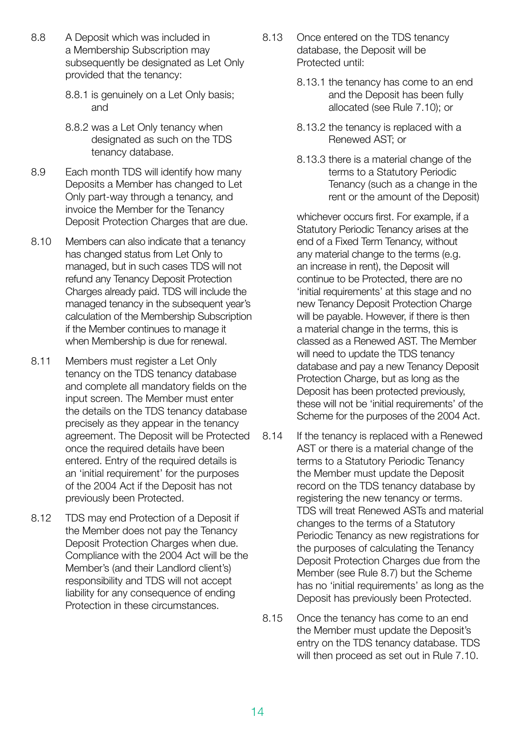8.8 A Deposit which was included in a Membership Subscription may subsequently be designated as Let Only provided that the tenancy:

8.8.1 is genuinely on a Let Only basis; and

8.8.2 was a Let Only tenancy when designated as such on the TDS tenancy database.

8.9 Each month TDS will identify how many Deposits a Member has changed to Let Only part-way through a tenancy, and invoice the Member for the Tenancy Deposit Protection Charges that are due.

8.10 Members can also indicate that a tenancy has changed status from Let Only to managed, but in such cases TDS will not refund any Tenancy Deposit Protection Charges already paid. TDS will include the managed tenancy in the subsequent year's calculation of the Membership Subscription if the Member continues to manage it when Membership is due for renewal.

8.11 Members must register a Let Only tenancy on the TDS tenancy database and complete all mandatory fields on the input screen. The Member must enter the details on the TDS tenancy database precisely as they appear in the tenancy agreement. The Deposit will be Protected once the required details have been entered. Entry of the required details is an 'initial requirement' for the purposes of the 2004 Act if the Deposit has not previously been Protected.

8.12 TDS may end Protection of a Deposit if the Member does not pay the Tenancy Deposit Protection Charges when due. Compliance with the 2004 Act will be the Member's (and their Landlord client's) responsibility and TDS will not accept liability for any consequence of ending Protection in these circumstances.

8.13 Once entered on the TDS tenancy database, the Deposit will be Protected until:

8.13.1 the tenancy has come to an end and the Deposit has been fully allocated (see Rule 7.10); or

8.13.2 the tenancy is replaced with a Renewed AST; or

8.13.3 there is a material change of the terms to a Statutory Periodic Tenancy (such as a change in the rent or the amount of the Deposit)

whichever occurs first. For example, if a Statutory Periodic Tenancy arises at the end of a Fixed Term Tenancy, without any material change to the terms (e.g. an increase in rent), the Deposit will continue to be Protected, there are no 'initial requirements' at this stage and no new Tenancy Deposit Protection Charge will be payable. However, if there is then a material change in the terms, this is classed as a Renewed AST. The Member will need to update the TDS tenancy database and pay a new Tenancy Deposit Protection Charge, but as long as the Deposit has been protected previously, these will not be 'initial requirements' of the Scheme for the purposes of the 2004 Act.

8.14 If the tenancy is replaced with a Renewed AST or there is a material change of the terms to a Statutory Periodic Tenancy the Member must update the Deposit record on the TDS tenancy database by registering the new tenancy or terms. TDS will treat Renewed ASTs and material changes to the terms of a Statutory Periodic Tenancy as new registrations for the purposes of calculating the Tenancy Deposit Protection Charges due from the Member (see Rule 8.7) but the Scheme has no 'initial requirements' as long as the Deposit has previously been Protected.

8.15 Once the tenancy has come to an end the Member must update the Deposit's entry on the TDS tenancy database. TDS will then proceed as set out in Rule 7.10.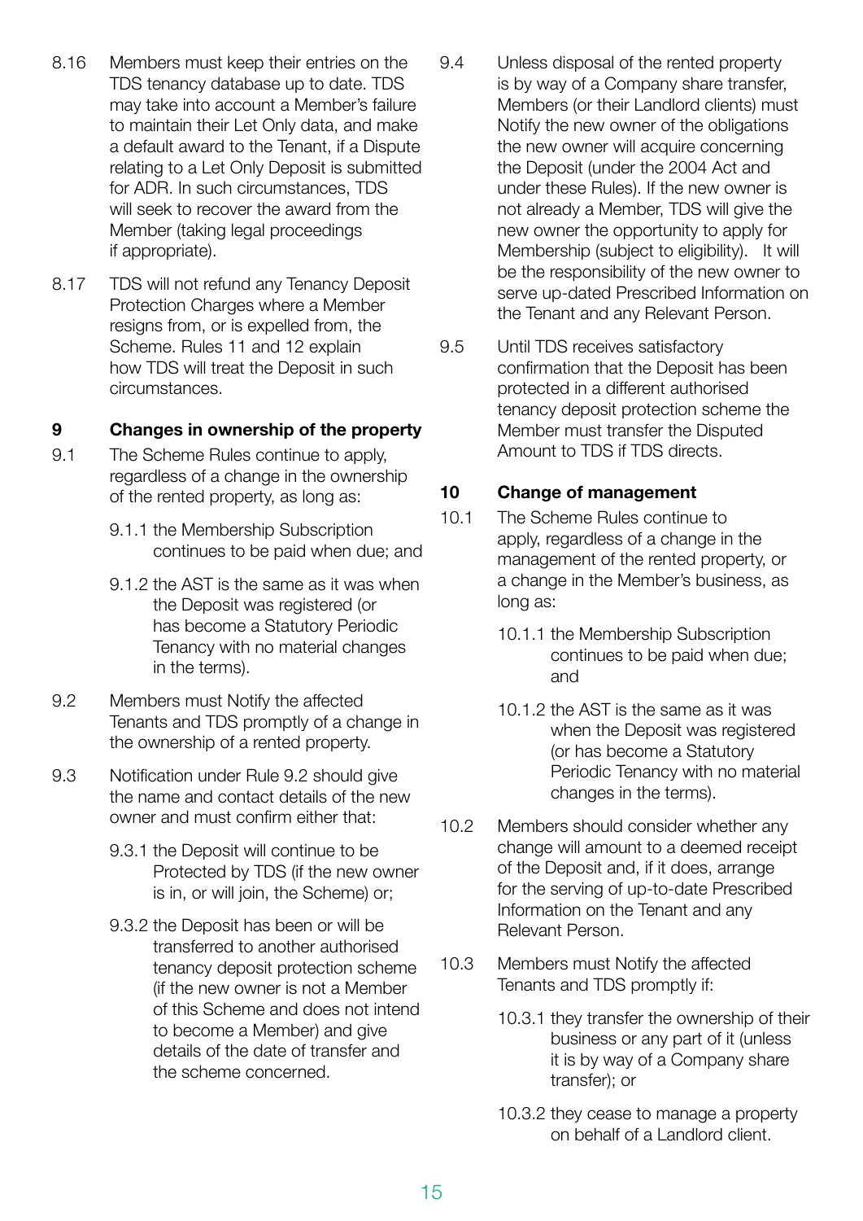8.16 Members must keep their entries on the TDS tenancy database up to date. TDS may take into account a Member's failure to maintain their Let Only data, and make a default award to the Tenant, if a Dispute relating to a Let Only Deposit is submitted for ADR. In such circumstances, TDS will seek to recover the award from the Member (taking legal proceedings if appropriate).

8.17 TDS will not refund any Tenancy Deposit Protection Charges where a Member resigns from, or is expelled from, the Scheme. Rules 11 and 12 explain how TDS will treat the Deposit in such circumstances.

## 9 Changes in ownership of the property

9.1 The Scheme Rules continue to apply, regardless of a change in the ownership of the rented property, as long as:

9.1.1 the Membership Subscription continues to be paid when due; and

9.1.2 the AST is the same as it was when the Deposit was registered (or has become a Statutory Periodic Tenancy with no material changes in the terms).

9.2 Members must Notify the affected Tenants and TDS promptly of a change in the ownership of a rented property.

9.3 Notification under Rule 9.2 should give the name and contact details of the new owner and must confirm either that:

9.3.1 the Deposit will continue to be Protected by TDS (if the new owner is in, or will join, the Scheme) or;

9.3.2 the Deposit has been or will be transferred to another authorised tenancy deposit protection scheme (if the new owner is not a Member of this Scheme and does not intend to become a Member) and give details of the date of transfer and the scheme concerned.

9.4 Unless disposal of the rented property is by way of a Company share transfer, Members (or their Landlord clients) must Notify the new owner of the obligations the new owner will acquire concerning the Deposit (under the 2004 Act and under these Rules). If the new owner is not already a Member, TDS will give the new owner the opportunity to apply for Membership (subject to eligibility). It will be the responsibility of the new owner to serve up-dated Prescribed Information on the Tenant and any Relevant Person.

9.5 Until TDS receives satisfactory confirmation that the Deposit has been protected in a different authorised tenancy deposit protection scheme the Member must transfer the Disputed Amount to TDS if TDS directs.

## 10 Change of management

10.1 The Scheme Rules continue to apply, regardless of a change in the management of the rented property, or a change in the Member's business, as long as:

10.1.1 the Membership Subscription continues to be paid when due; and

10.1.2 the AST is the same as it was when the Deposit was registered (or has become a Statutory Periodic Tenancy with no material changes in the terms).

10.2 Members should consider whether any change will amount to a deemed receipt of the Deposit and, if it does, arrange for the serving of up-to-date Prescribed Information on the Tenant and any Relevant Person.

10.3 Members must Notify the affected Tenants and TDS promptly if:

10.3.1 they transfer the ownership of their business or any part of it (unless it is by way of a Company share transfer); or

10.3.2 they cease to manage a property on behalf of a Landlord client.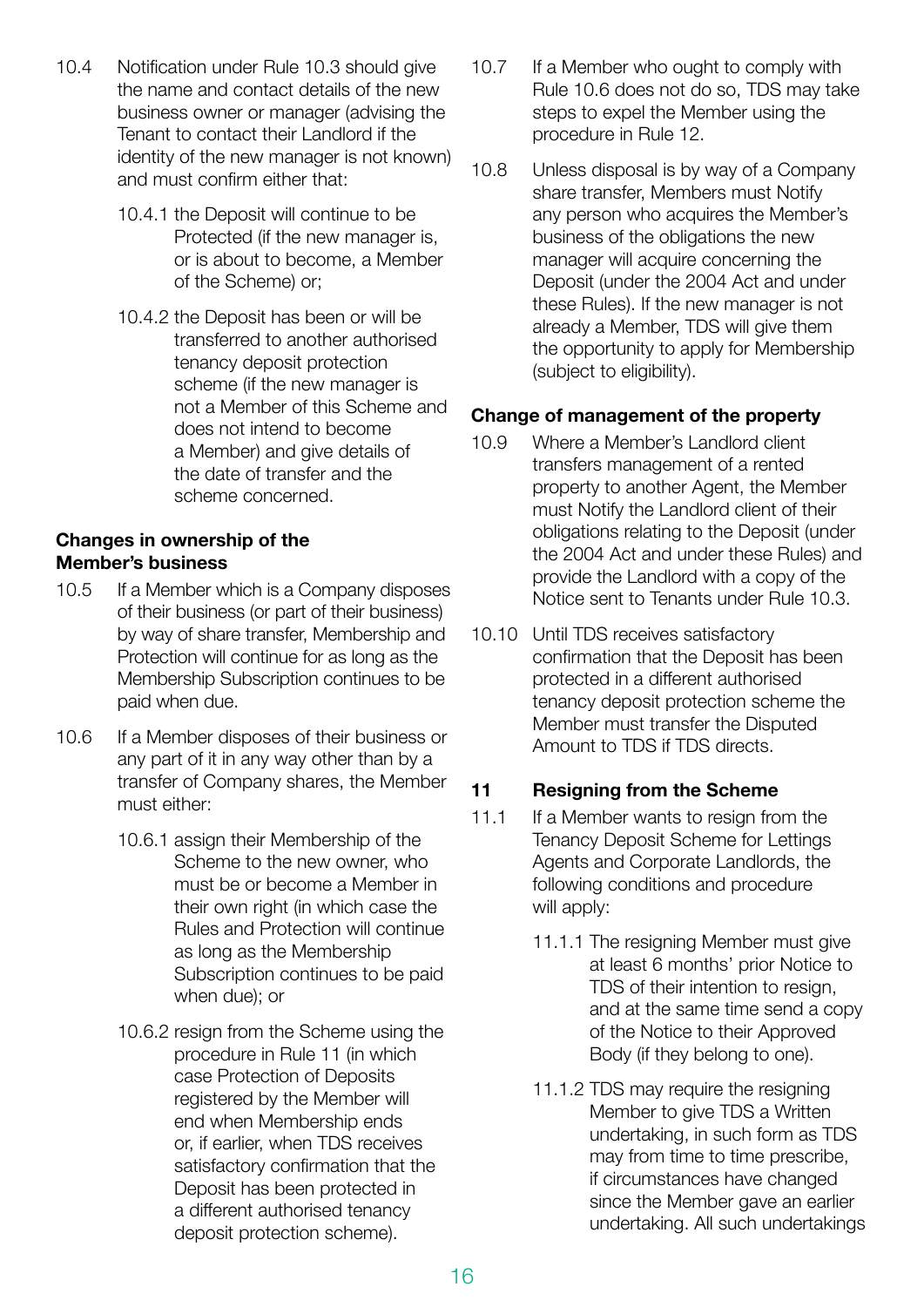10.4 Notification under Rule 10.3 should give the name and contact details of the new business owner or manager (advising the Tenant to contact their Landlord if the identity of the new manager is not known) and must confirm either that:

10.4.1 the Deposit will continue to be Protected (if the new manager is, or is about to become, a Member of the Scheme) or;

10.4.2 the Deposit has been or will be transferred to another authorised tenancy deposit protection scheme (if the new manager is not a Member of this Scheme and does not intend to become a Member) and give details of the date of transfer and the scheme concerned.

### Changes in ownership of the Member's business

10.5 If a Member which is a Company disposes of their business (or part of their business) by way of share transfer, Membership and Protection will continue for as long as the Membership Subscription continues to be paid when due.

10.6 If a Member disposes of their business or any part of it in any way other than by a transfer of Company shares, the Member must either:

10.6.1 assign their Membership of the Scheme to the new owner, who must be or become a Member in their own right (in which case the Rules and Protection will continue as long as the Membership Subscription continues to be paid when due); or

10.6.2 resign from the Scheme using the procedure in Rule 11 (in which case Protection of Deposits registered by the Member will end when Membership ends or, if earlier, when TDS receives satisfactory confirmation that the Deposit has been protected in a different authorised tenancy deposit protection scheme).

10.7 If a Member who ought to comply with Rule 10.6 does not do so, TDS may take steps to expel the Member using the procedure in Rule 12.

10.8 Unless disposal is by way of a Company share transfer, Members must Notify any person who acquires the Member's business of the obligations the new manager will acquire concerning the Deposit (under the 2004 Act and under these Rules). If the new manager is not already a Member, TDS will give them the opportunity to apply for Membership (subject to eligibility).

### Change of management of the property

10.9 Where a Member's Landlord client transfers management of a rented property to another Agent, the Member must Notify the Landlord client of their obligations relating to the Deposit (under the 2004 Act and under these Rules) and provide the Landlord with a copy of the Notice sent to Tenants under Rule 10.3.

10.10 Until TDS receives satisfactory confirmation that the Deposit has been protected in a different authorised tenancy deposit protection scheme the Member must transfer the Disputed Amount to TDS if TDS directs.

## 11 Resigning from the Scheme

11.1 If a Member wants to resign from the Tenancy Deposit Scheme for Lettings Agents and Corporate Landlords, the following conditions and procedure will apply:

11.1.1 The resigning Member must give at least 6 months' prior Notice to TDS of their intention to resign, and at the same time send a copy of the Notice to their Approved Body (if they belong to one).

11.1.2 TDS may require the resigning Member to give TDS a Written undertaking, in such form as TDS may from time to time prescribe, if circumstances have changed since the Member gave an earlier undertaking. All such undertakings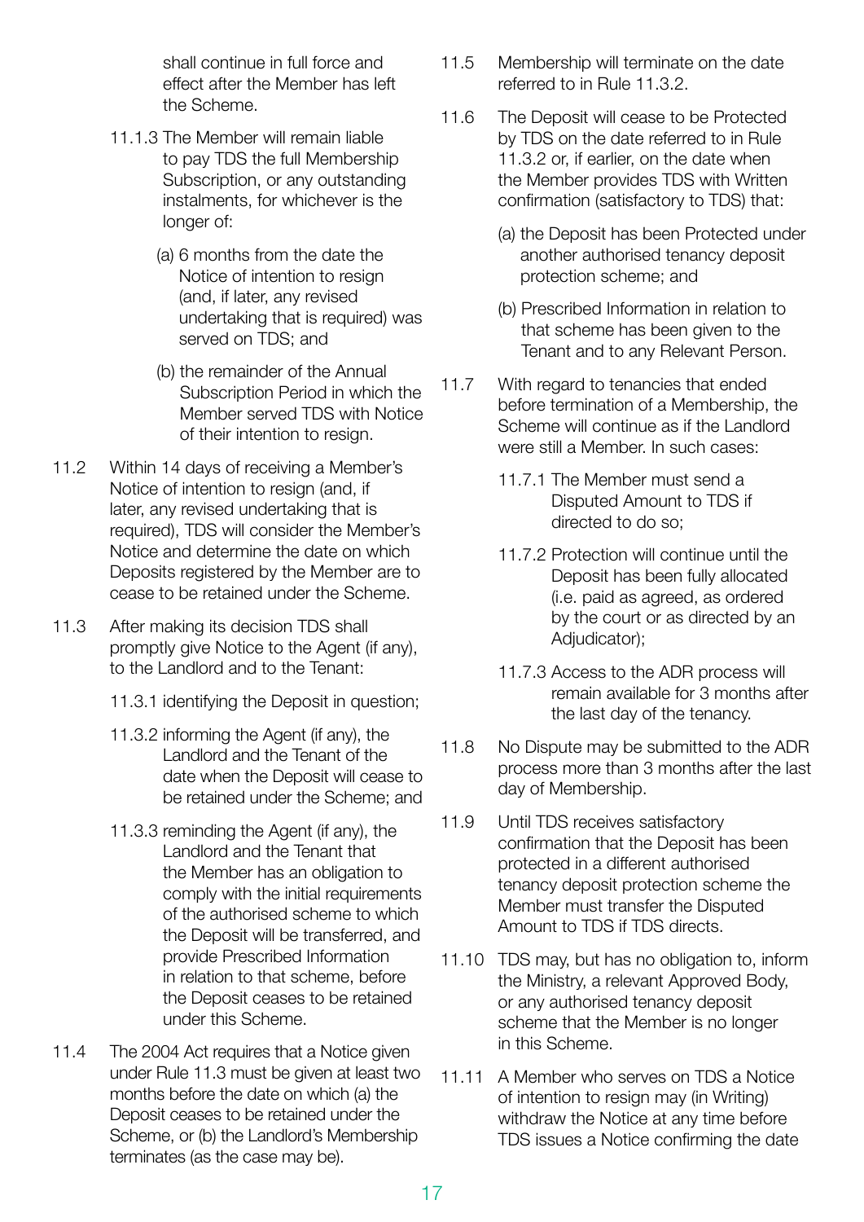shall continue in full force and effect after the Member has left the Scheme.

11.1.3 The Member will remain liable to pay TDS the full Membership Subscription, or any outstanding instalments, for whichever is the longer of:

(a) 6 months from the date the Notice of intention to resign (and, if later, any revised undertaking that is required) was served on TDS; and

(b) the remainder of the Annual Subscription Period in which the Member served TDS with Notice of their intention to resign.

11.2 Within 14 days of receiving a Member's Notice of intention to resign (and, if later, any revised undertaking that is required), TDS will consider the Member's Notice and determine the date on which Deposits registered by the Member are to cease to be retained under the Scheme.

11.3 After making its decision TDS shall promptly give Notice to the Agent (if any), to the Landlord and to the Tenant:

11.3.1 identifying the Deposit in question;

11.3.2 informing the Agent (if any), the Landlord and the Tenant of the date when the Deposit will cease to be retained under the Scheme; and

11.3.3 reminding the Agent (if any), the Landlord and the Tenant that the Member has an obligation to comply with the initial requirements of the authorised scheme to which the Deposit will be transferred, and provide Prescribed Information in relation to that scheme, before the Deposit ceases to be retained under this Scheme.

11.4 The 2004 Act requires that a Notice given under Rule 11.3 must be given at least two months before the date on which (a) the Deposit ceases to be retained under the Scheme, or (b) the Landlord's Membership terminates (as the case may be).

11.5 Membership will terminate on the date referred to in Rule 11.3.2.

11.6 The Deposit will cease to be Protected by TDS on the date referred to in Rule 11.3.2 or, if earlier, on the date when the Member provides TDS with Written confirmation (satisfactory to TDS) that:

(a) the Deposit has been Protected under another authorised tenancy deposit protection scheme; and

(b) Prescribed Information in relation to that scheme has been given to the Tenant and to any Relevant Person.

11.7 With regard to tenancies that ended before termination of a Membership, the Scheme will continue as if the Landlord were still a Member. In such cases:

11.7.1 The Member must send a Disputed Amount to TDS if directed to do so;

11.7.2 Protection will continue until the Deposit has been fully allocated (i.e. paid as agreed, as ordered by the court or as directed by an Adjudicator);

11.7.3 Access to the ADR process will remain available for 3 months after the last day of the tenancy.

11.8 No Dispute may be submitted to the ADR process more than 3 months after the last day of Membership.

11.9 Until TDS receives satisfactory confirmation that the Deposit has been protected in a different authorised tenancy deposit protection scheme the Member must transfer the Disputed Amount to TDS if TDS directs.

11.10 TDS may, but has no obligation to, inform the Ministry, a relevant Approved Body, or any authorised tenancy deposit scheme that the Member is no longer in this Scheme.

11.11 A Member who serves on TDS a Notice of intention to resign may (in Writing) withdraw the Notice at any time before TDS issues a Notice confirming the date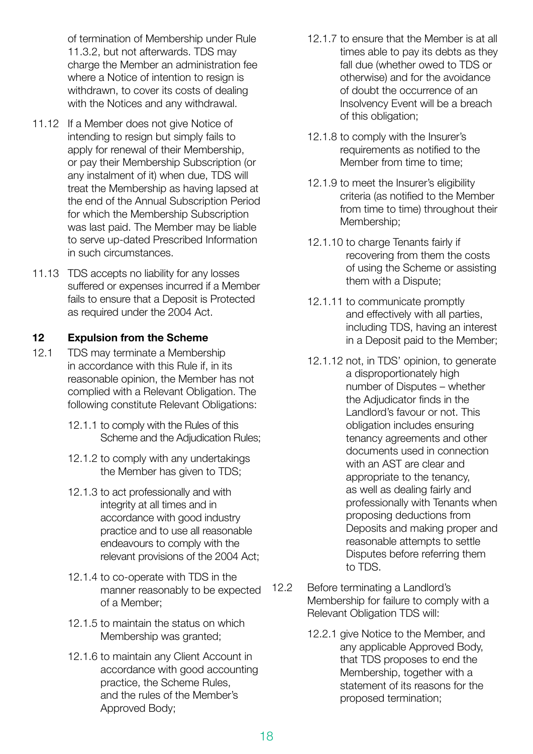of termination of Membership under Rule 11.3.2, but not afterwards. TDS may charge the Member an administration fee where a Notice of intention to resign is withdrawn, to cover its costs of dealing with the Notices and any withdrawal.

11.12 If a Member does not give Notice of intending to resign but simply fails to apply for renewal of their Membership, or pay their Membership Subscription (or any instalment of it) when due, TDS will treat the Membership as having lapsed at the end of the Annual Subscription Period for which the Membership Subscription was last paid. The Member may be liable to serve up-dated Prescribed Information in such circumstances.

11.13 TDS accepts no liability for any losses suffered or expenses incurred if a Member fails to ensure that a Deposit is Protected as required under the 2004 Act.

## 12 Expulsion from the Scheme

12.1 TDS may terminate a Membership in accordance with this Rule if, in its reasonable opinion, the Member has not complied with a Relevant Obligation. The following constitute Relevant Obligations:

12.1.1 to comply with the Rules of this Scheme and the Adjudication Rules;

12.1.2 to comply with any undertakings the Member has given to TDS;

12.1.3 to act professionally and with integrity at all times and in accordance with good industry practice and to use all reasonable endeavours to comply with the relevant provisions of the 2004 Act;

12.1.4 to co-operate with TDS in the manner reasonably to be expected of a Member;

12.1.5 to maintain the status on which Membership was granted;

12.1.6 to maintain any Client Account in accordance with good accounting practice, the Scheme Rules, and the rules of the Member's Approved Body;

12.1.7 to ensure that the Member is at all times able to pay its debts as they fall due (whether owed to TDS or otherwise) and for the avoidance of doubt the occurrence of an Insolvency Event will be a breach of this obligation;

12.1.8 to comply with the Insurer's requirements as notified to the Member from time to time;

12.1.9 to meet the Insurer's eligibility criteria (as notified to the Member from time to time) throughout their Membership;

12.1.10 to charge Tenants fairly if recovering from them the costs of using the Scheme or assisting them with a Dispute;

12.1.11 to communicate promptly and effectively with all parties, including TDS, having an interest in a Deposit paid to the Member;

12.1.12 not, in TDS' opinion, to generate a disproportionately high number of Disputes – whether the Adjudicator finds in the Landlord's favour or not. This obligation includes ensuring tenancy agreements and other documents used in connection with an AST are clear and appropriate to the tenancy, as well as dealing fairly and professionally with Tenants when proposing deductions from Deposits and making proper and reasonable attempts to settle Disputes before referring them to TDS.

12.2 Before terminating a Landlord's Membership for failure to comply with a Relevant Obligation TDS will:

12.2.1 give Notice to the Member, and any applicable Approved Body, that TDS proposes to end the Membership, together with a statement of its reasons for the proposed termination;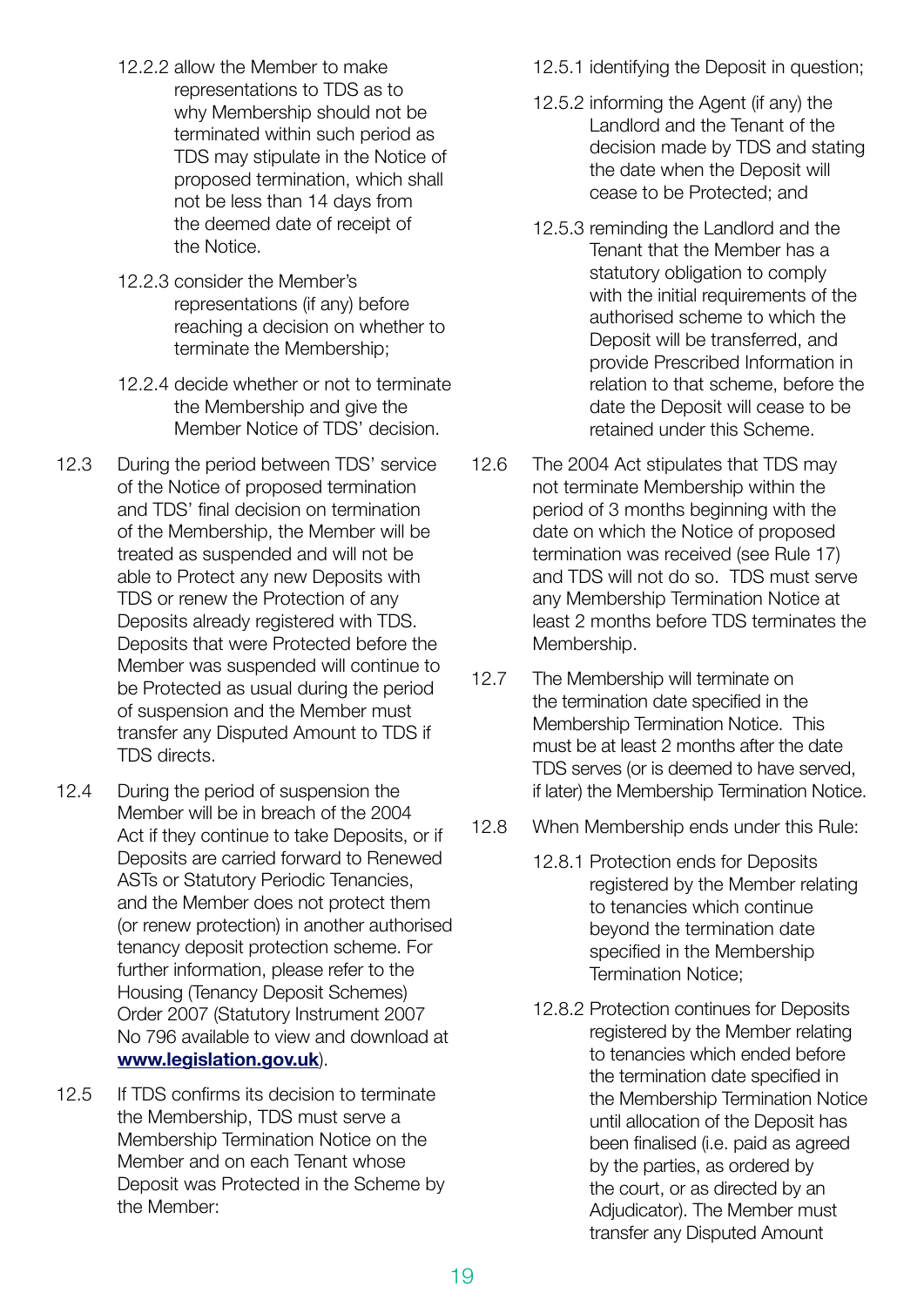12.2.2 allow the Member to make representations to TDS as to why Membership should not be terminated within such period as TDS may stipulate in the Notice of proposed termination, which shall not be less than 14 days from the deemed date of receipt of the Notice.

12.2.3 consider the Member's representations (if any) before reaching a decision on whether to terminate the Membership;

12.2.4 decide whether or not to terminate the Membership and give the Member Notice of TDS' decision.

12.3 During the period between TDS' service of the Notice of proposed termination and TDS' final decision on termination of the Membership, the Member will be treated as suspended and will not be able to Protect any new Deposits with TDS or renew the Protection of any Deposits already registered with TDS. Deposits that were Protected before the Member was suspended will continue to be Protected as usual during the period of suspension and the Member must transfer any Disputed Amount to TDS if TDS directs.

12.4 During the period of suspension the Member will be in breach of the 2004 Act if they continue to take Deposits, or if Deposits are carried forward to Renewed ASTs or Statutory Periodic Tenancies, and the Member does not protect them (or renew protection) in another authorised tenancy deposit protection scheme. For further information, please refer to the Housing (Tenancy Deposit Schemes) Order 2007 (Statutory Instrument 2007 No 796 available to view and download at **www.legislation.gov.uk**).

12.5 If TDS confirms its decision to terminate the Membership, TDS must serve a Membership Termination Notice on the Member and on each Tenant whose Deposit was Protected in the Scheme by the Member:

12.5.1 identifying the Deposit in question;

12.5.2 informing the Agent (if any) the Landlord and the Tenant of the decision made by TDS and stating the date when the Deposit will cease to be Protected; and

12.5.3 reminding the Landlord and the Tenant that the Member has a statutory obligation to comply with the initial requirements of the authorised scheme to which the Deposit will be transferred, and provide Prescribed Information in relation to that scheme, before the date the Deposit will cease to be retained under this Scheme.

12.6 The 2004 Act stipulates that TDS may not terminate Membership within the period of 3 months beginning with the date on which the Notice of proposed termination was received (see Rule 17) and TDS will not do so. TDS must serve any Membership Termination Notice at least 2 months before TDS terminates the Membership.

12.7 The Membership will terminate on the termination date specified in the Membership Termination Notice. This must be at least 2 months after the date TDS serves (or is deemed to have served, if later) the Membership Termination Notice.

12.8 When Membership ends under this Rule:

12.8.1 Protection ends for Deposits registered by the Member relating to tenancies which continue beyond the termination date specified in the Membership Termination Notice;

12.8.2 Protection continues for Deposits registered by the Member relating to tenancies which ended before the termination date specified in the Membership Termination Notice until allocation of the Deposit has been finalised (i.e. paid as agreed by the parties, as ordered by the court, or as directed by an Adjudicator). The Member must transfer any Disputed Amount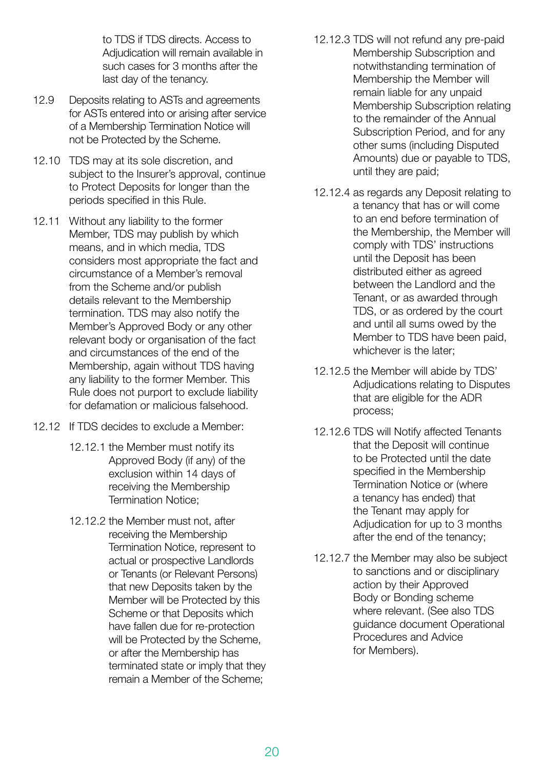to TDS if TDS directs. Access to Adjudication will remain available in such cases for 3 months after the last day of the tenancy.

12.9 Deposits relating to ASTs and agreements for ASTs entered into or arising after service of a Membership Termination Notice will not be Protected by the Scheme.

12.10 TDS may at its sole discretion, and subject to the Insurer's approval, continue to Protect Deposits for longer than the periods specified in this Rule.

12.11 Without any liability to the former Member, TDS may publish by which means, and in which media, TDS considers most appropriate the fact and circumstance of a Member's removal from the Scheme and/or publish details relevant to the Membership termination. TDS may also notify the Member's Approved Body or any other relevant body or organisation of the fact and circumstances of the end of the Membership, again without TDS having any liability to the former Member. This Rule does not purport to exclude liability for defamation or malicious falsehood.

12.12 If TDS decides to exclude a Member:

12.12.1 the Member must notify its Approved Body (if any) of the exclusion within 14 days of receiving the Membership Termination Notice;

12.12.2 the Member must not, after receiving the Membership Termination Notice, represent to actual or prospective Landlords or Tenants (or Relevant Persons) that new Deposits taken by the Member will be Protected by this Scheme or that Deposits which have fallen due for re-protection will be Protected by the Scheme, or after the Membership has terminated state or imply that they remain a Member of the Scheme;

12.12.3 TDS will not refund any pre-paid Membership Subscription and notwithstanding termination of Membership the Member will remain liable for any unpaid Membership Subscription relating to the remainder of the Annual Subscription Period, and for any other sums (including Disputed Amounts) due or payable to TDS, until they are paid;

12.12.4 as regards any Deposit relating to a tenancy that has or will come to an end before termination of the Membership, the Member will comply with TDS' instructions until the Deposit has been distributed either as agreed between the Landlord and the Tenant, or as awarded through TDS, or as ordered by the court and until all sums owed by the Member to TDS have been paid, whichever is the later;

12.12.5 the Member will abide by TDS' Adjudications relating to Disputes that are eligible for the ADR process;

12.12.6 TDS will Notify affected Tenants that the Deposit will continue to be Protected until the date specified in the Membership Termination Notice or (where a tenancy has ended) that the Tenant may apply for Adjudication for up to 3 months after the end of the tenancy;

12.12.7 the Member may also be subject to sanctions and or disciplinary action by their Approved Body or Bonding scheme where relevant. (See also TDS guidance document Operational Procedures and Advice for Members).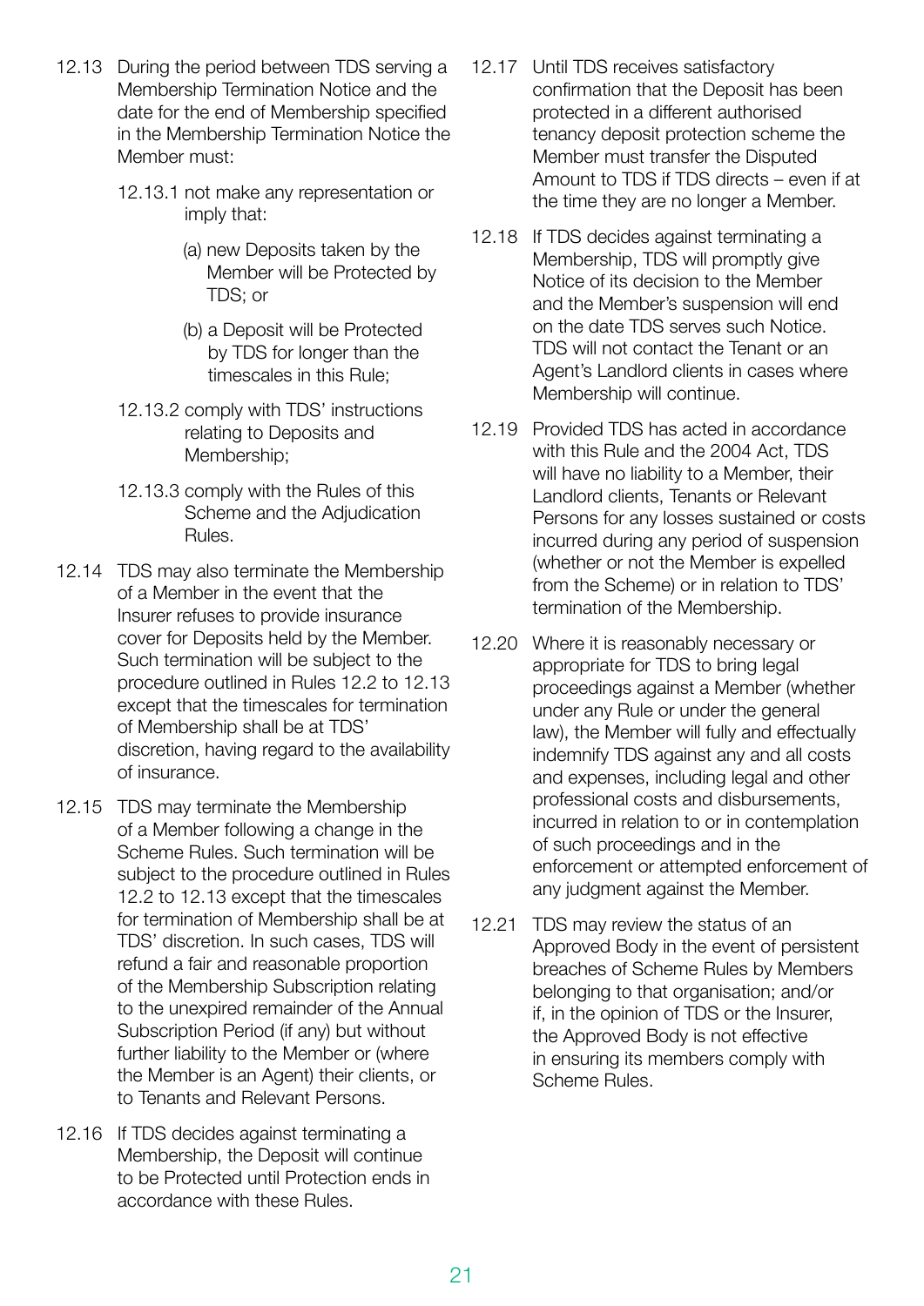12.13 During the period between TDS serving a Membership Termination Notice and the date for the end of Membership specified in the Membership Termination Notice the Member must:

12.13.1 not make any representation or imply that:

(a) new Deposits taken by the Member will be Protected by TDS; or

(b) a Deposit will be Protected by TDS for longer than the timescales in this Rule;

12.13.2 comply with TDS' instructions relating to Deposits and Membership;

12.13.3 comply with the Rules of this Scheme and the Adjudication Rules.

12.14 TDS may also terminate the Membership of a Member in the event that the Insurer refuses to provide insurance cover for Deposits held by the Member. Such termination will be subject to the procedure outlined in Rules 12.2 to 12.13 except that the timescales for termination of Membership shall be at TDS' discretion, having regard to the availability of insurance.

12.15 TDS may terminate the Membership of a Member following a change in the Scheme Rules. Such termination will be subject to the procedure outlined in Rules 12.2 to 12.13 except that the timescales for termination of Membership shall be at TDS' discretion. In such cases, TDS will refund a fair and reasonable proportion of the Membership Subscription relating to the unexpired remainder of the Annual Subscription Period (if any) but without further liability to the Member or (where the Member is an Agent) their clients, or to Tenants and Relevant Persons.

12.16 If TDS decides against terminating a Membership, the Deposit will continue to be Protected until Protection ends in accordance with these Rules.

12.17 Until TDS receives satisfactory confirmation that the Deposit has been protected in a different authorised tenancy deposit protection scheme the Member must transfer the Disputed Amount to TDS if TDS directs – even if at the time they are no longer a Member.

12.18 If TDS decides against terminating a Membership, TDS will promptly give Notice of its decision to the Member and the Member's suspension will end on the date TDS serves such Notice. TDS will not contact the Tenant or an Agent's Landlord clients in cases where Membership will continue.

12.19 Provided TDS has acted in accordance with this Rule and the 2004 Act, TDS will have no liability to a Member, their Landlord clients, Tenants or Relevant Persons for any losses sustained or costs incurred during any period of suspension (whether or not the Member is expelled from the Scheme) or in relation to TDS' termination of the Membership.

12.20 Where it is reasonably necessary or appropriate for TDS to bring legal proceedings against a Member (whether under any Rule or under the general law), the Member will fully and effectually indemnify TDS against any and all costs and expenses, including legal and other professional costs and disbursements, incurred in relation to or in contemplation of such proceedings and in the enforcement or attempted enforcement of any judgment against the Member.

12.21 TDS may review the status of an Approved Body in the event of persistent breaches of Scheme Rules by Members belonging to that organisation; and/or if, in the opinion of TDS or the Insurer, the Approved Body is not effective in ensuring its members comply with Scheme Rules.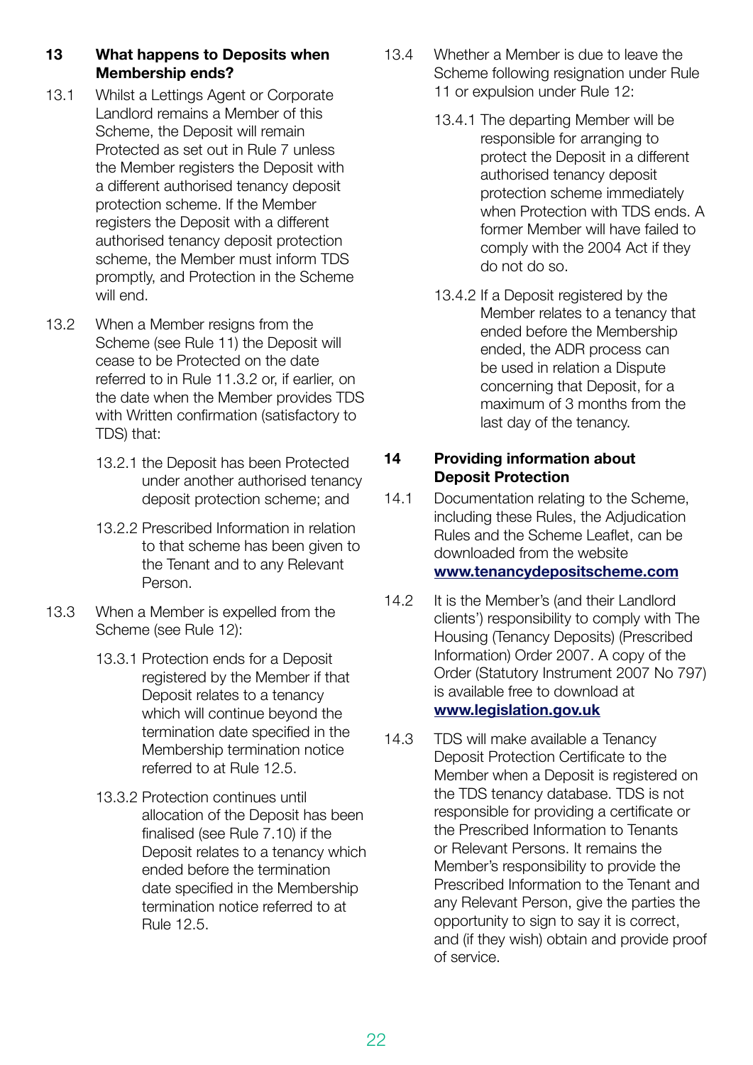## 13 What happens to Deposits when Membership ends?

13.1 Whilst a Lettings Agent or Corporate Landlord remains a Member of this Scheme, the Deposit will remain Protected as set out in Rule 7 unless the Member registers the Deposit with a different authorised tenancy deposit protection scheme. If the Member registers the Deposit with a different authorised tenancy deposit protection scheme, the Member must inform TDS promptly, and Protection in the Scheme will end.

13.2 When a Member resigns from the Scheme (see Rule 11) the Deposit will cease to be Protected on the date referred to in Rule 11.3.2 or, if earlier, on the date when the Member provides TDS with Written confirmation (satisfactory to TDS) that:

13.2.1 the Deposit has been Protected under another authorised tenancy deposit protection scheme; and

13.2.2 Prescribed Information in relation to that scheme has been given to the Tenant and to any Relevant Person.

13.3 When a Member is expelled from the Scheme (see Rule 12):

13.3.1 Protection ends for a Deposit registered by the Member if that Deposit relates to a tenancy which will continue beyond the termination date specified in the Membership termination notice referred to at Rule 12.5.

13.3.2 Protection continues until allocation of the Deposit has been finalised (see Rule 7.10) if the Deposit relates to a tenancy which ended before the termination date specified in the Membership termination notice referred to at Rule 12.5.

13.4 Whether a Member is due to leave the Scheme following resignation under Rule 11 or expulsion under Rule 12:

13.4.1 The departing Member will be responsible for arranging to protect the Deposit in a different authorised tenancy deposit protection scheme immediately when Protection with TDS ends. A former Member will have failed to comply with the 2004 Act if they do not do so.

13.4.2 If a Deposit registered by the Member relates to a tenancy that ended before the Membership ended, the ADR process can be used in relation a Dispute concerning that Deposit, for a maximum of 3 months from the last day of the tenancy.

## 14 Providing information about Deposit Protection

14.1 Documentation relating to the Scheme, including these Rules, the Adjudication Rules and the Scheme Leaflet, can be downloaded from the website **www.tenancydepositscheme.com**

14.2 It is the Member's (and their Landlord clients') responsibility to comply with The Housing (Tenancy Deposits) (Prescribed Information) Order 2007. A copy of the Order (Statutory Instrument 2007 No 797) is available free to download at **www.legislation.gov.uk**

14.3 TDS will make available a Tenancy Deposit Protection Certificate to the Member when a Deposit is registered on the TDS tenancy database. TDS is not responsible for providing a certificate or the Prescribed Information to Tenants or Relevant Persons. It remains the Member's responsibility to provide the Prescribed Information to the Tenant and any Relevant Person, give the parties the opportunity to sign to say it is correct, and (if they wish) obtain and provide proof of service.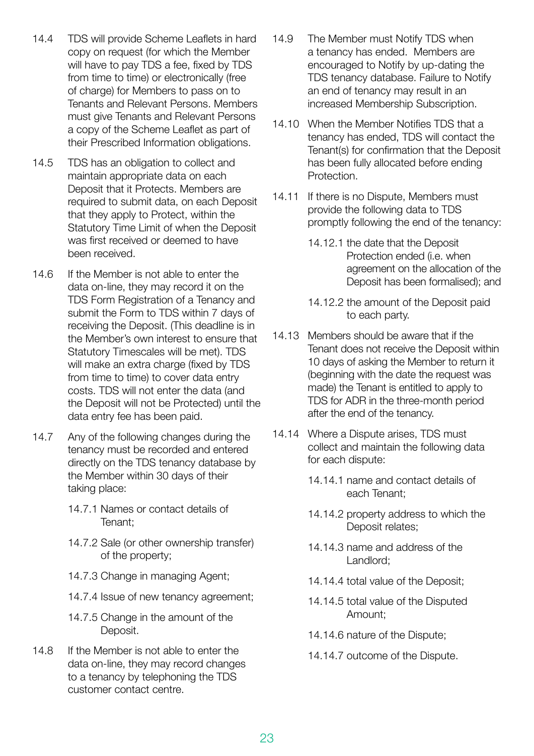14.4 TDS will provide Scheme Leaflets in hard copy on request (for which the Member will have to pay TDS a fee, fixed by TDS from time to time) or electronically (free of charge) for Members to pass on to Tenants and Relevant Persons. Members must give Tenants and Relevant Persons a copy of the Scheme Leaflet as part of their Prescribed Information obligations.

14.5 TDS has an obligation to collect and maintain appropriate data on each Deposit that it Protects. Members are required to submit data, on each Deposit that they apply to Protect, within the Statutory Time Limit of when the Deposit was first received or deemed to have been received.

14.6 If the Member is not able to enter the data on-line, they may record it on the TDS Form Registration of a Tenancy and submit the Form to TDS within 7 days of receiving the Deposit. (This deadline is in the Member's own interest to ensure that Statutory Timescales will be met). TDS will make an extra charge (fixed by TDS from time to time) to cover data entry costs. TDS will not enter the data (and the Deposit will not be Protected) until the data entry fee has been paid.

14.7 Any of the following changes during the tenancy must be recorded and entered directly on the TDS tenancy database by the Member within 30 days of their taking place:

14.7.1 Names or contact details of Tenant;

14.7.2 Sale (or other ownership transfer) of the property;

14.7.3 Change in managing Agent;

14.7.4 Issue of new tenancy agreement;

14.7.5 Change in the amount of the Deposit.

14.8 If the Member is not able to enter the data on-line, they may record changes to a tenancy by telephoning the TDS customer contact centre.

14.9 The Member must Notify TDS when a tenancy has ended. Members are encouraged to Notify by up-dating the TDS tenancy database. Failure to Notify an end of tenancy may result in an increased Membership Subscription.

14.10 When the Member Notifies TDS that a tenancy has ended, TDS will contact the Tenant(s) for confirmation that the Deposit has been fully allocated before ending Protection.

14.11 If there is no Dispute, Members must provide the following data to TDS promptly following the end of the tenancy:

14.12.1 the date that the Deposit Protection ended (i.e. when agreement on the allocation of the Deposit has been formalised); and

14.12.2 the amount of the Deposit paid to each party.

14.13 Members should be aware that if the Tenant does not receive the Deposit within 10 days of asking the Member to return it (beginning with the date the request was made) the Tenant is entitled to apply to TDS for ADR in the three-month period after the end of the tenancy.

14.14 Where a Dispute arises, TDS must collect and maintain the following data for each dispute:

14.14.1 name and contact details of each Tenant;

14.14.2 property address to which the Deposit relates;

14.14.3 name and address of the Landlord;

14.14.4 total value of the Deposit;

14.14.5 total value of the Disputed Amount;

14.14.6 nature of the Dispute;

14.14.7 outcome of the Dispute.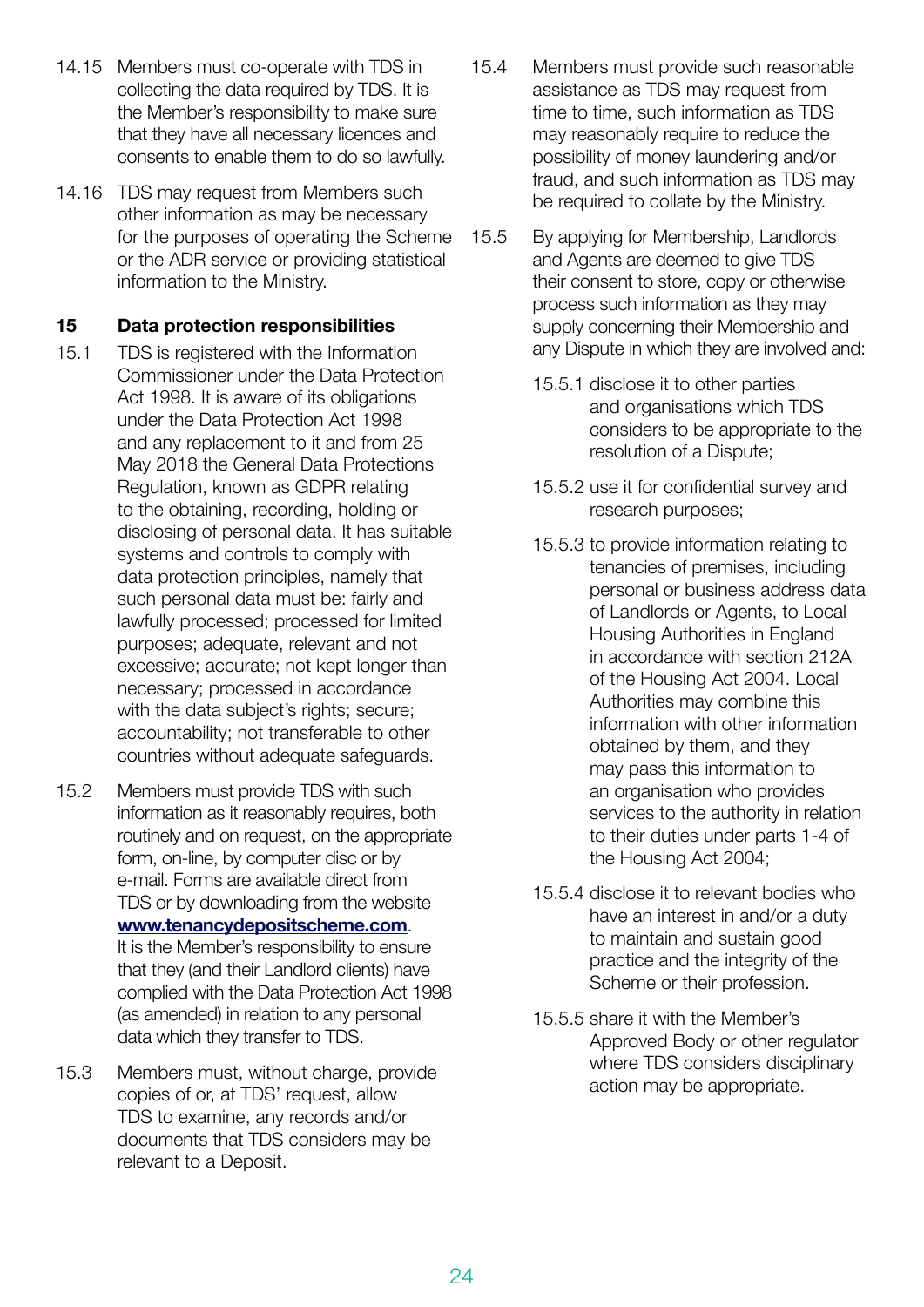14.15 Members must co-operate with TDS in collecting the data required by TDS. It is the Member's responsibility to make sure that they have all necessary licences and consents to enable them to do so lawfully.

14.16 TDS may request from Members such other information as may be necessary for the purposes of operating the Scheme or the ADR service or providing statistical information to the Ministry.

## 15 Data protection responsibilities

15.1 TDS is registered with the Information Commissioner under the Data Protection Act 1998. It is aware of its obligations under the Data Protection Act 1998 and any replacement to it and from 25 May 2018 the General Data Protections Regulation, known as GDPR relating to the obtaining, recording, holding or disclosing of personal data. It has suitable systems and controls to comply with data protection principles, namely that such personal data must be: fairly and lawfully processed; processed for limited purposes; adequate, relevant and not excessive; accurate; not kept longer than necessary; processed in accordance with the data subject's rights; secure; accountability; not transferable to other countries without adequate safeguards.

15.2 Members must provide TDS with such information as it reasonably requires, both routinely and on request, on the appropriate form, on-line, by computer disc or by e-mail. Forms are available direct from TDS or by downloading from the website **www.tenancydepositscheme.com**. It is the Member's responsibility to ensure that they (and their Landlord clients) have complied with the Data Protection Act 1998 (as amended) in relation to any personal data which they transfer to TDS.

15.3 Members must, without charge, provide copies of or, at TDS' request, allow TDS to examine, any records and/or documents that TDS considers may be relevant to a Deposit.

15.4 Members must provide such reasonable assistance as TDS may request from time to time, such information as TDS may reasonably require to reduce the possibility of money laundering and/or fraud, and such information as TDS may be required to collate by the Ministry.

15.5 By applying for Membership, Landlords and Agents are deemed to give TDS their consent to store, copy or otherwise process such information as they may supply concerning their Membership and any Dispute in which they are involved and:

15.5.1 disclose it to other parties and organisations which TDS considers to be appropriate to the resolution of a Dispute;

15.5.2 use it for confidential survey and research purposes;

15.5.3 to provide information relating to tenancies of premises, including personal or business address data of Landlords or Agents, to Local Housing Authorities in England in accordance with section 212A of the Housing Act 2004. Local Authorities may combine this information with other information obtained by them, and they may pass this information to an organisation who provides services to the authority in relation to their duties under parts 1-4 of the Housing Act 2004;

15.5.4 disclose it to relevant bodies who have an interest in and/or a duty to maintain and sustain good practice and the integrity of the Scheme or their profession.

15.5.5 share it with the Member's Approved Body or other regulator where TDS considers disciplinary action may be appropriate.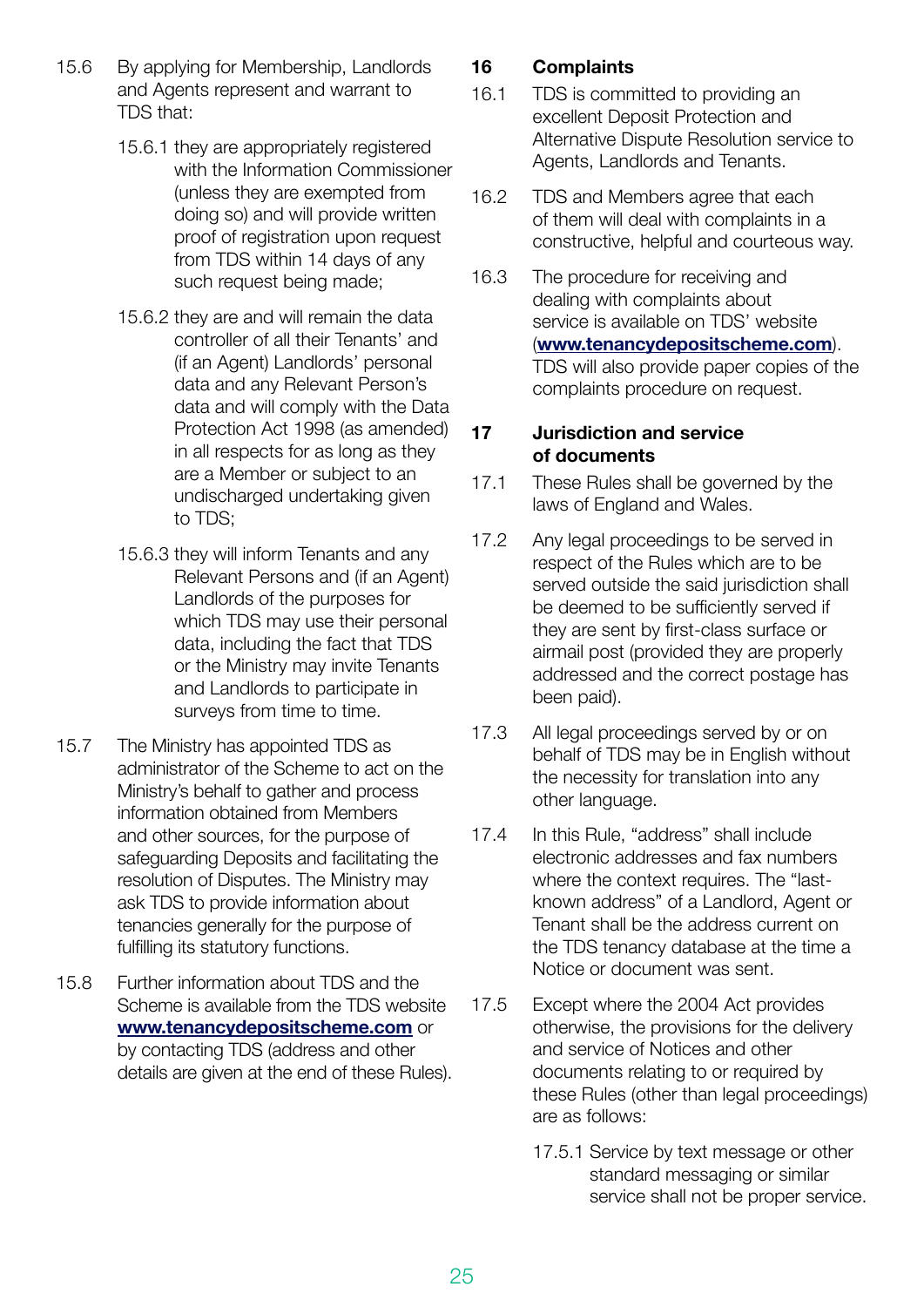15.6 By applying for Membership, Landlords and Agents represent and warrant to TDS that:

15.6.1 they are appropriately registered with the Information Commissioner (unless they are exempted from doing so) and will provide written proof of registration upon request from TDS within 14 days of any such request being made;

15.6.2 they are and will remain the data controller of all their Tenants' and (if an Agent) Landlords' personal data and any Relevant Person's data and will comply with the Data Protection Act 1998 (as amended) in all respects for as long as they are a Member or subject to an undischarged undertaking given to TDS;

15.6.3 they will inform Tenants and any Relevant Persons and (if an Agent) Landlords of the purposes for which TDS may use their personal data, including the fact that TDS or the Ministry may invite Tenants and Landlords to participate in surveys from time to time.

15.7 The Ministry has appointed TDS as administrator of the Scheme to act on the Ministry's behalf to gather and process information obtained from Members and other sources, for the purpose of safeguarding Deposits and facilitating the resolution of Disputes. The Ministry may ask TDS to provide information about tenancies generally for the purpose of fulfilling its statutory functions.

15.8 Further information about TDS and the Scheme is available from the TDS website **www.tenancydepositscheme.com** or by contacting TDS (address and other details are given at the end of these Rules).

## 16 Complaints

16.1 TDS is committed to providing an excellent Deposit Protection and Alternative Dispute Resolution service to Agents, Landlords and Tenants.

16.2 TDS and Members agree that each of them will deal with complaints in a constructive, helpful and courteous way.

16.3 The procedure for receiving and dealing with complaints about service is available on TDS' website (**www.tenancydepositscheme.com**). TDS will also provide paper copies of the complaints procedure on request.

## 17 Jurisdiction and service of documents

17.1 These Rules shall be governed by the laws of England and Wales.

17.2 Any legal proceedings to be served in respect of the Rules which are to be served outside the said jurisdiction shall be deemed to be sufficiently served if they are sent by first-class surface or airmail post (provided they are properly addressed and the correct postage has been paid).

17.3 All legal proceedings served by or on behalf of TDS may be in English without the necessity for translation into any other language.

17.4 In this Rule, "address" shall include electronic addresses and fax numbers where the context requires. The "last-known address" of a Landlord, Agent or Tenant shall be the address current on the TDS tenancy database at the time a Notice or document was sent.

17.5 Except where the 2004 Act provides otherwise, the provisions for the delivery and service of Notices and other documents relating to or required by these Rules (other than legal proceedings) are as follows:

17.5.1 Service by text message or other standard messaging or similar service shall not be proper service.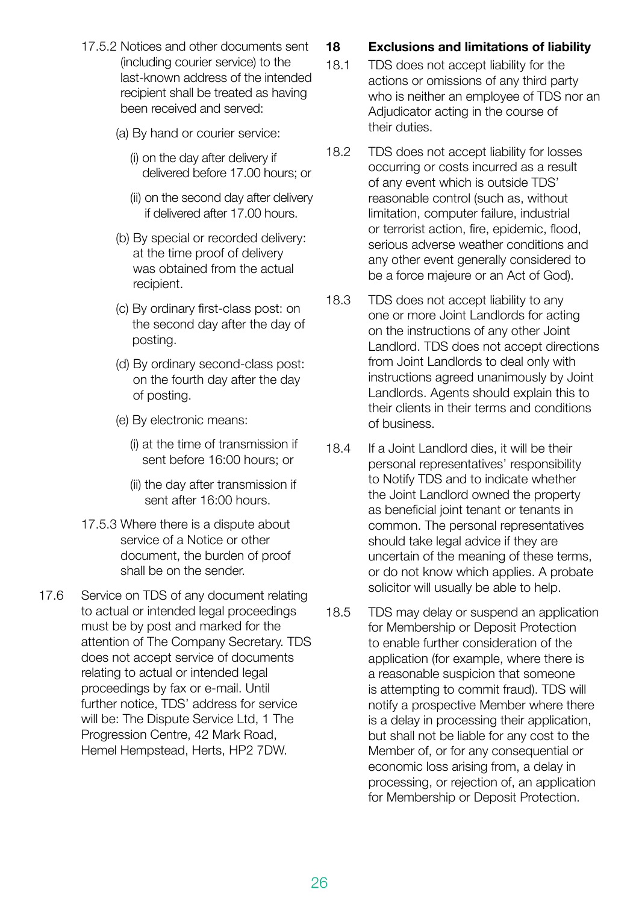17.5.2 Notices and other documents sent (including courier service) to the last-known address of the intended recipient shall be treated as having been received and served:

(a) By hand or courier service:

(i) on the day after delivery if delivered before 17.00 hours; or

(ii) on the second day after delivery if delivered after 17.00 hours.

(b) By special or recorded delivery: at the time proof of delivery was obtained from the actual recipient.

(c) By ordinary first-class post: on the second day after the day of posting.

(d) By ordinary second-class post: on the fourth day after the day of posting.

(e) By electronic means:

(i) at the time of transmission if sent before 16:00 hours; or

(ii) the day after transmission if sent after 16:00 hours.

17.5.3 Where there is a dispute about service of a Notice or other document, the burden of proof shall be on the sender.

17.6 Service on TDS of any document relating to actual or intended legal proceedings must be by post and marked for the attention of The Company Secretary. TDS does not accept service of documents relating to actual or intended legal proceedings by fax or e-mail. Until further notice, TDS' address for service will be: The Dispute Service Ltd, 1 The Progression Centre, 42 Mark Road, Hemel Hempstead, Herts, HP2 7DW.

## 18 Exclusions and limitations of liability

18.1 TDS does not accept liability for the actions or omissions of any third party who is neither an employee of TDS nor an Adjudicator acting in the course of their duties.

18.2 TDS does not accept liability for losses occurring or costs incurred as a result of any event which is outside TDS' reasonable control (such as, without limitation, computer failure, industrial or terrorist action, fire, epidemic, flood, serious adverse weather conditions and any other event generally considered to be a force majeure or an Act of God).

18.3 TDS does not accept liability to any one or more Joint Landlords for acting on the instructions of any other Joint Landlord. TDS does not accept directions from Joint Landlords to deal only with instructions agreed unanimously by Joint Landlords. Agents should explain this to their clients in their terms and conditions of business.

18.4 If a Joint Landlord dies, it will be their personal representatives' responsibility to Notify TDS and to indicate whether the Joint Landlord owned the property as beneficial joint tenant or tenants in common. The personal representatives should take legal advice if they are uncertain of the meaning of these terms, or do not know which applies. A probate solicitor will usually be able to help.

18.5 TDS may delay or suspend an application for Membership or Deposit Protection to enable further consideration of the application (for example, where there is a reasonable suspicion that someone is attempting to commit fraud). TDS will notify a prospective Member where there is a delay in processing their application, but shall not be liable for any cost to the Member of, or for any consequential or economic loss arising from, a delay in processing, or rejection of, an application for Membership or Deposit Protection.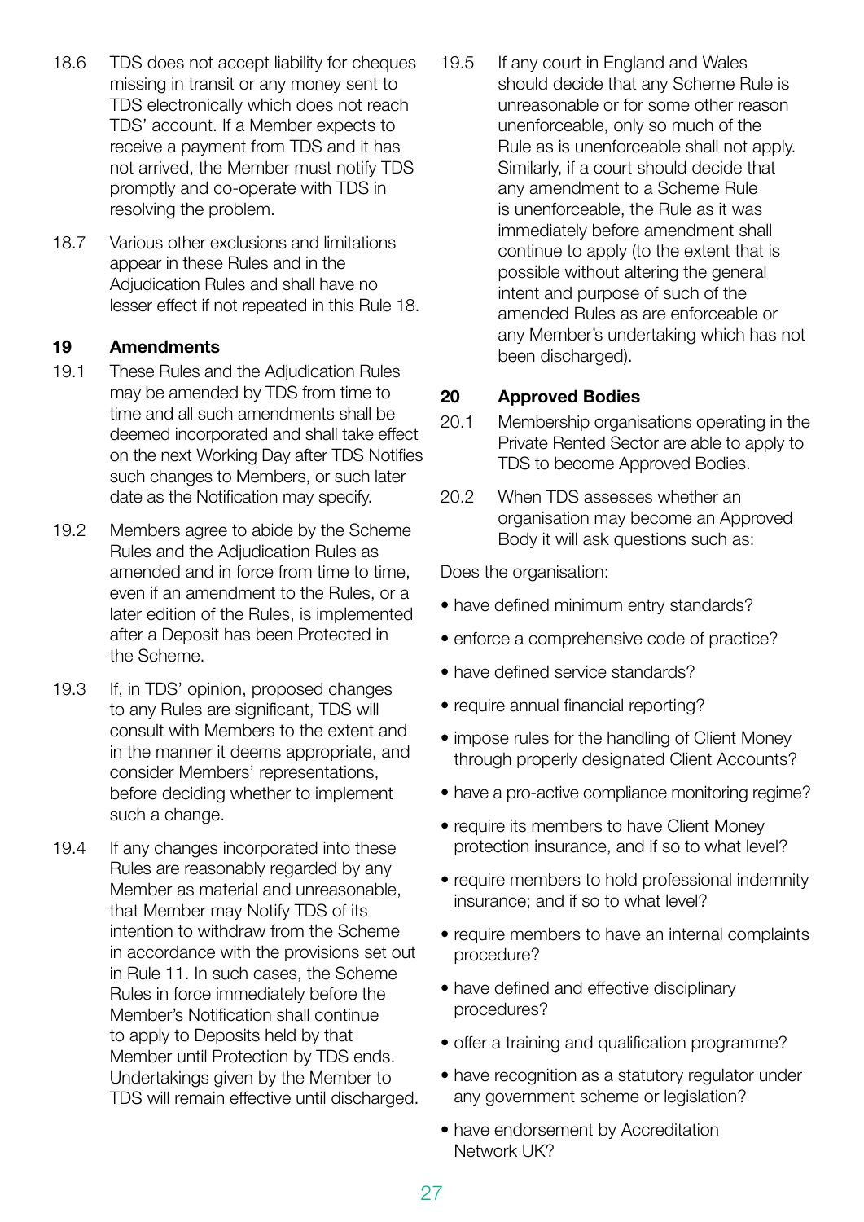18.6 TDS does not accept liability for cheques missing in transit or any money sent to TDS electronically which does not reach TDS' account. If a Member expects to receive a payment from TDS and it has not arrived, the Member must notify TDS promptly and co-operate with TDS in resolving the problem.

18.7 Various other exclusions and limitations appear in these Rules and in the Adjudication Rules and shall have no lesser effect if not repeated in this Rule 18.

## 19 Amendments

19.1 These Rules and the Adjudication Rules may be amended by TDS from time to time and all such amendments shall be deemed incorporated and shall take effect on the next Working Day after TDS Notifies such changes to Members, or such later date as the Notification may specify.

19.2 Members agree to abide by the Scheme Rules and the Adjudication Rules as amended and in force from time to time, even if an amendment to the Rules, or a later edition of the Rules, is implemented after a Deposit has been Protected in the Scheme.

19.3 If, in TDS' opinion, proposed changes to any Rules are significant, TDS will consult with Members to the extent and in the manner it deems appropriate, and consider Members' representations, before deciding whether to implement such a change.

19.4 If any changes incorporated into these Rules are reasonably regarded by any Member as material and unreasonable, that Member may Notify TDS of its intention to withdraw from the Scheme in accordance with the provisions set out in Rule 11. In such cases, the Scheme Rules in force immediately before the Member's Notification shall continue to apply to Deposits held by that Member until Protection by TDS ends. Undertakings given by the Member to TDS will remain effective until discharged.

19.5 If any court in England and Wales should decide that any Scheme Rule is unreasonable or for some other reason unenforceable, only so much of the Rule as is unenforceable shall not apply. Similarly, if a court should decide that any amendment to a Scheme Rule is unenforceable, the Rule as it was immediately before amendment shall continue to apply (to the extent that is possible without altering the general intent and purpose of such of the amended Rules as are enforceable or any Member's undertaking which has not been discharged).

## 20 Approved Bodies

20.1 Membership organisations operating in the Private Rented Sector are able to apply to TDS to become Approved Bodies.

20.2 When TDS assesses whether an organisation may become an Approved Body it will ask questions such as:

Does the organisation:

- have defined minimum entry standards?
- enforce a comprehensive code of practice?
- have defined service standards?
- require annual financial reporting?
- impose rules for the handling of Client Money through properly designated Client Accounts?
- have a pro-active compliance monitoring regime?
- require its members to have Client Money protection insurance, and if so to what level?
- require members to hold professional indemnity insurance; and if so to what level?
- require members to have an internal complaints procedure?
- have defined and effective disciplinary procedures?
- offer a training and qualification programme?
- have recognition as a statutory regulator under any government scheme or legislation?
- have endorsement by Accreditation Network UK?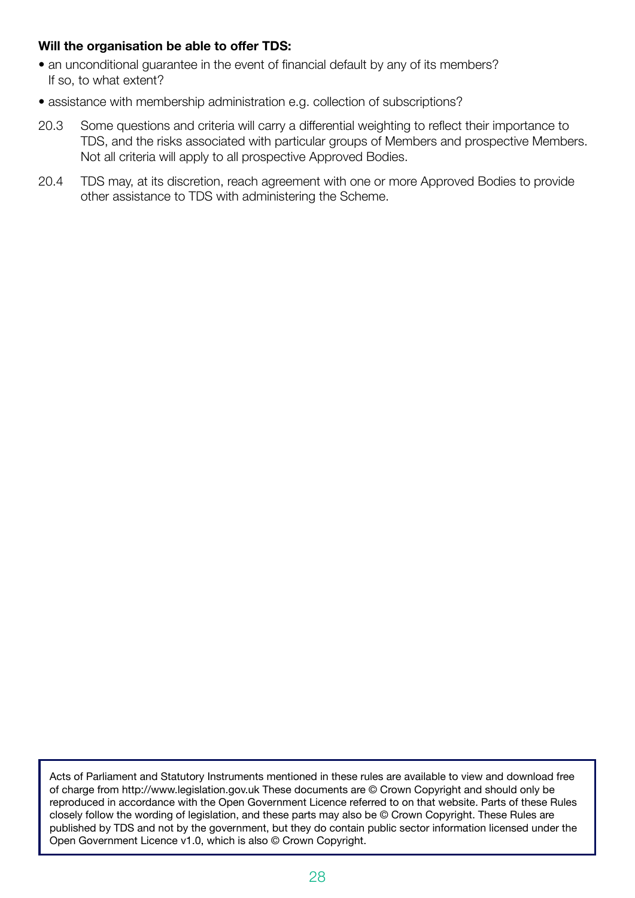**Will the organisation be able to offer TDS:**

- an unconditional guarantee in the event of financial default by any of its members? If so, to what extent?
- assistance with membership administration e.g. collection of subscriptions?

20.3 Some questions and criteria will carry a differential weighting to reflect their importance to TDS, and the risks associated with particular groups of Members and prospective Members. Not all criteria will apply to all prospective Approved Bodies.

20.4 TDS may, at its discretion, reach agreement with one or more Approved Bodies to provide other assistance to TDS with administering the Scheme.

Acts of Parliament and Statutory Instruments mentioned in these rules are available to view and download free of charge from http://www.legislation.gov.uk These documents are © Crown Copyright and should only be reproduced in accordance with the Open Government Licence referred to on that website. Parts of these Rules closely follow the wording of legislation, and these parts may also be © Crown Copyright. These Rules are published by TDS and not by the government, but they do contain public sector information licensed under the Open Government Licence v1.0, which is also © Crown Copyright.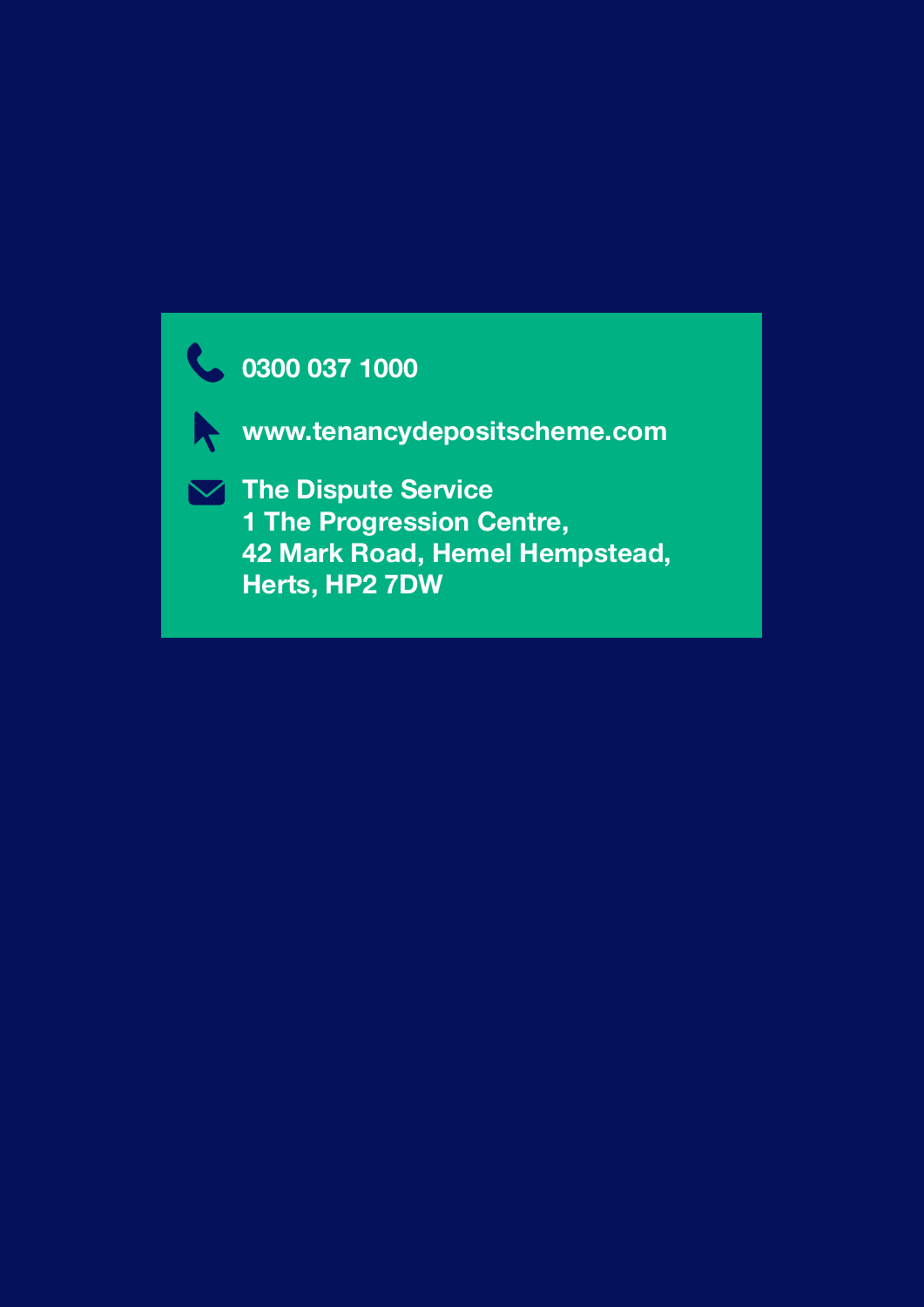0300 037 1000

www.tenancydepositscheme.com

The Dispute Service
1 The Progression Centre,
42 Mark Road, Hemel Hempstead,
Herts, HP2 7DW